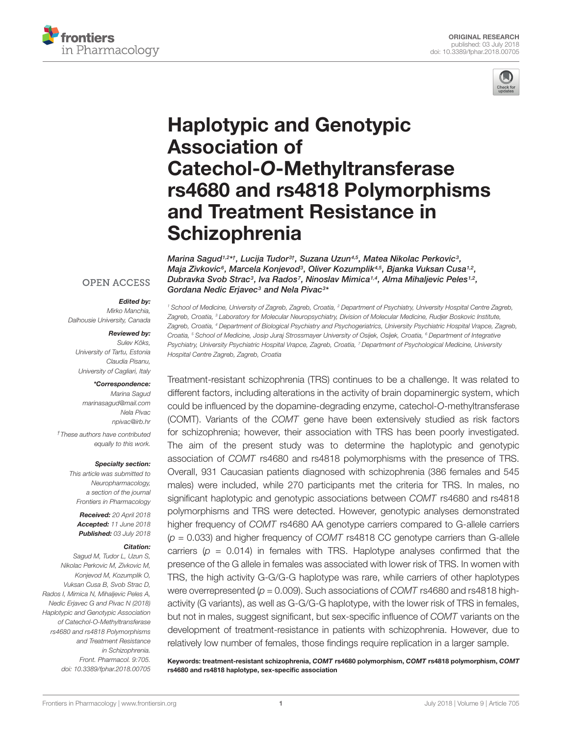ORIGINAL RESEARCH
published: 03 July 2018
doi: 10.3389/fphar.2018.00705

# Haplotypic and Genotypic Association of Catechol-*O*-Methyltransferase rs4680 and rs4818 Polymorphisms and Treatment Resistance in Schizophrenia

*Marina Sagud[1,2*†], Lucija Tudor[3†], Suzana Uzun[4,5], Matea Nikolac Perkovic[3], Maja Zivkovic[6], Marcela Konjevod[3], Oliver Kozumplik[4,5], Bjanka Vuksan Cusa[1,2], Dubravka Svob Strac[3], Iva Rados[7], Ninoslav Mimica[1,4], Alma Mihaljevic Peles[1,2], Gordana Nedic Erjavec[3] and Nela Pivac[3*]*

[1] School of Medicine, University of Zagreb, Zagreb, Croatia, [2] Department of Psychiatry, University Hospital Centre Zagreb, Zagreb, Croatia, [3] Laboratory for Molecular Neuropsychiatry, Division of Molecular Medicine, Rudjer Boskovic Institute, Zagreb, Croatia, [4] Department of Biological Psychiatry and Psychogeriatrics, University Psychiatric Hospital Vrapce, Zagreb, Croatia, [5] School of Medicine, Josip Juraj Strossmayer University of Osijek, Osijek, Croatia, [6] Department of Integrative Psychiatry, University Psychiatric Hospital Vrapce, Zagreb, Croatia, [7] Department of Psychological Medicine, University Hospital Centre Zagreb, Zagreb, Croatia

OPEN ACCESS

**Edited by:**
Mirko Manchia,
Dalhousie University, Canada

**Reviewed by:**
Sulev Kõks,
University of Tartu, Estonia
Claudia Pisanu,
University of Cagliari, Italy

***Correspondence:**
Marina Sagud
marinasagud@mail.com
Nela Pivac
npivac@irb.hr

†These authors have contributed equally to this work.

**Specialty section:**
This article was submitted to Neuropharmacology, a section of the journal Frontiers in Pharmacology

**Received:** 20 April 2018
**Accepted:** 11 June 2018
**Published:** 03 July 2018

**Citation:**
Sagud M, Tudor L, Uzun S, Nikolac Perkovic M, Zivkovic M, Konjevod M, Kozumplik O, Vuksan Cusa B, Svob Strac D, Rados I, Mimica N, Mihaljevic Peles A, Nedic Erjavec G and Pivac N (2018) Haplotypic and Genotypic Association of Catechol-O-Methyltransferase rs4680 and rs4818 Polymorphisms and Treatment Resistance in Schizophrenia. Front. Pharmacol. 9:705. doi: 10.3389/fphar.2018.00705

Treatment-resistant schizophrenia (TRS) continues to be a challenge. It was related to different factors, including alterations in the activity of brain dopaminergic system, which could be influenced by the dopamine-degrading enzyme, catechol-*O*-methyltransferase (COMT). Variants of the *COMT* gene have been extensively studied as risk factors for schizophrenia; however, their association with TRS has been poorly investigated. The aim of the present study was to determine the haplotypic and genotypic association of *COMT* rs4680 and rs4818 polymorphisms with the presence of TRS. Overall, 931 Caucasian patients diagnosed with schizophrenia (386 females and 545 males) were included, while 270 participants met the criteria for TRS. In males, no significant haplotypic and genotypic associations between *COMT* rs4680 and rs4818 polymorphisms and TRS were detected. However, genotypic analyses demonstrated higher frequency of *COMT* rs4680 AA genotype carriers compared to G-allele carriers ($p = 0.033$) and higher frequency of *COMT* rs4818 CC genotype carriers than G-allele carriers ($p = 0.014$) in females with TRS. Haplotype analyses confirmed that the presence of the G allele in females was associated with lower risk of TRS. In women with TRS, the high activity G-G/G-G haplotype was rare, while carriers of other haplotypes were overrepresented ($p = 0.009$). Such associations of *COMT* rs4680 and rs4818 high-activity (G variants), as well as G-G/G-G haplotype, with the lower risk of TRS in females, but not in males, suggest significant, but sex-specific influence of *COMT* variants on the development of treatment-resistance in patients with schizophrenia. However, due to relatively low number of females, those findings require replication in a larger sample.

**Keywords: treatment-resistant schizophrenia, *COMT* rs4680 polymorphism, *COMT* rs4818 polymorphism, *COMT* rs4680 and rs4818 haplotype, sex-specific association**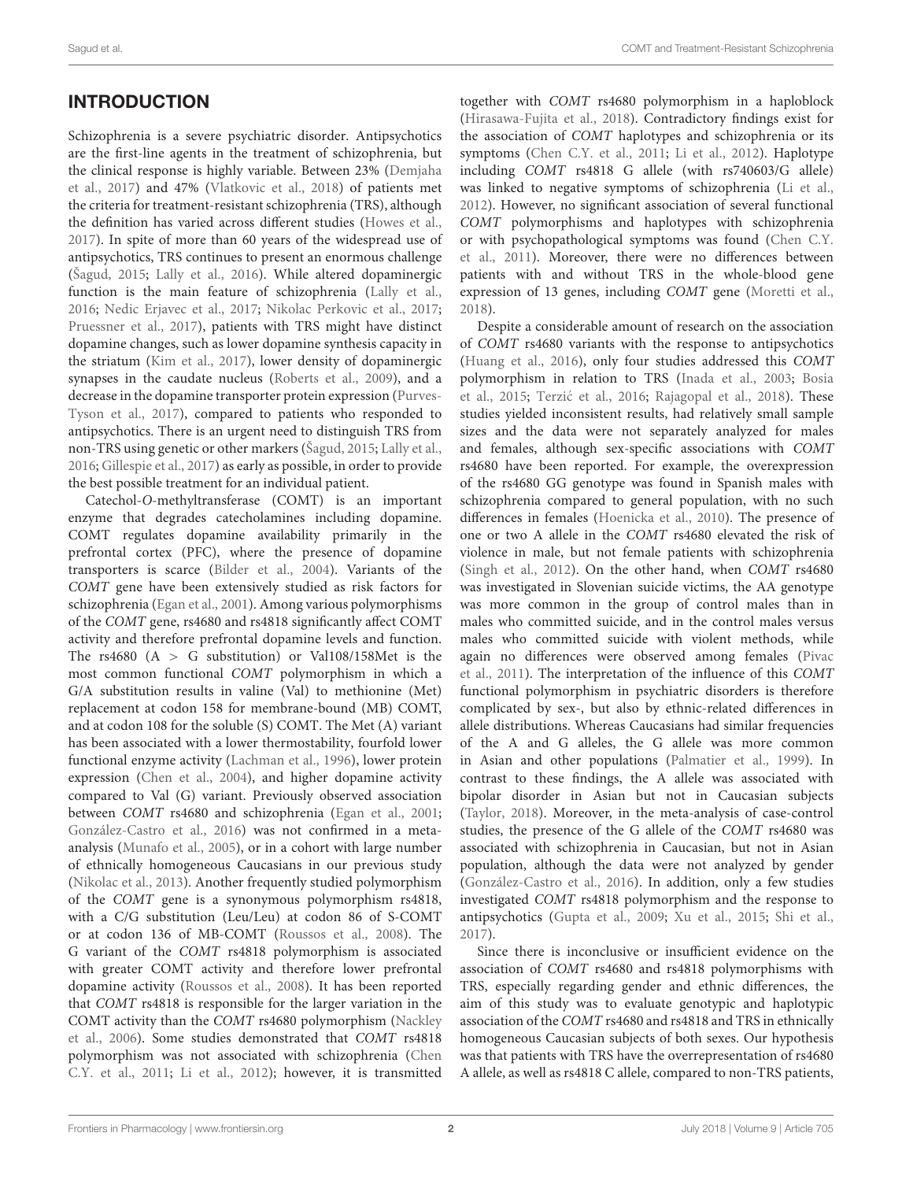## INTRODUCTION

Schizophrenia is a severe psychiatric disorder. Antipsychotics are the first-line agents in the treatment of schizophrenia, but the clinical response is highly variable. Between 23% (Demjaha et al., 2017) and 47% (Vlatkovic et al., 2018) of patients met the criteria for treatment-resistant schizophrenia (TRS), although the definition has varied across different studies (Howes et al., 2017). In spite of more than 60 years of the widespread use of antipsychotics, TRS continues to present an enormous challenge (Šagud, 2015; Lally et al., 2016). While altered dopaminergic function is the main feature of schizophrenia (Lally et al., 2016; Nedic Erjavec et al., 2017; Nikolac Perkovic et al., 2017; Pruessner et al., 2017), patients with TRS might have distinct dopamine changes, such as lower dopamine synthesis capacity in the striatum (Kim et al., 2017), lower density of dopaminergic synapses in the caudate nucleus (Roberts et al., 2009), and a decrease in the dopamine transporter protein expression (Purves-Tyson et al., 2017), compared to patients who responded to antipsychotics. There is an urgent need to distinguish TRS from non-TRS using genetic or other markers (Šagud, 2015; Lally et al., 2016; Gillespie et al., 2017) as early as possible, in order to provide the best possible treatment for an individual patient.

Catechol-*O*-methyltransferase (COMT) is an important enzyme that degrades catecholamines including dopamine. COMT regulates dopamine availability primarily in the prefrontal cortex (PFC), where the presence of dopamine transporters is scarce (Bilder et al., 2004). Variants of the *COMT* gene have been extensively studied as risk factors for schizophrenia (Egan et al., 2001). Among various polymorphisms of the *COMT* gene, rs4680 and rs4818 significantly affect COMT activity and therefore prefrontal dopamine levels and function. The rs4680 (A > G substitution) or Val108/158Met is the most common functional *COMT* polymorphism in which a G/A substitution results in valine (Val) to methionine (Met) replacement at codon 158 for membrane-bound (MB) COMT, and at codon 108 for the soluble (S) COMT. The Met (A) variant has been associated with a lower thermostability, fourfold lower functional enzyme activity (Lachman et al., 1996), lower protein expression (Chen et al., 2004), and higher dopamine activity compared to Val (G) variant. Previously observed association between *COMT* rs4680 and schizophrenia (Egan et al., 2001; González-Castro et al., 2016) was not confirmed in a meta-analysis (Munafo et al., 2005), or in a cohort with large number of ethnically homogeneous Caucasians in our previous study (Nikolac et al., 2013). Another frequently studied polymorphism of the *COMT* gene is a synonymous polymorphism rs4818, with a C/G substitution (Leu/Leu) at codon 86 of S-COMT or at codon 136 of MB-COMT (Roussos et al., 2008). The G variant of the *COMT* rs4818 polymorphism is associated with greater COMT activity and therefore lower prefrontal dopamine activity (Roussos et al., 2008). It has been reported that *COMT* rs4818 is responsible for the larger variation in the COMT activity than the *COMT* rs4680 polymorphism (Nackley et al., 2006). Some studies demonstrated that *COMT* rs4818 polymorphism was not associated with schizophrenia (Chen C.Y. et al., 2011; Li et al., 2012); however, it is transmitted together with *COMT* rs4680 polymorphism in a haploblock (Hirasawa-Fujita et al., 2018). Contradictory findings exist for the association of *COMT* haplotypes and schizophrenia or its symptoms (Chen C.Y. et al., 2011; Li et al., 2012). Haplotype including *COMT* rs4818 G allele (with rs740603/G allele) was linked to negative symptoms of schizophrenia (Li et al., 2012). However, no significant association of several functional *COMT* polymorphisms and haplotypes with schizophrenia or with psychopathological symptoms was found (Chen C.Y. et al., 2011). Moreover, there were no differences between patients with and without TRS in the whole-blood gene expression of 13 genes, including *COMT* gene (Moretti et al., 2018).

Despite a considerable amount of research on the association of *COMT* rs4680 variants with the response to antipsychotics (Huang et al., 2016), only four studies addressed this *COMT* polymorphism in relation to TRS (Inada et al., 2003; Bosia et al., 2015; Terzić et al., 2016; Rajagopal et al., 2018). These studies yielded inconsistent results, had relatively small sample sizes and the data were not separately analyzed for males and females, although sex-specific associations with *COMT* rs4680 have been reported. For example, the overexpression of the rs4680 GG genotype was found in Spanish males with schizophrenia compared to general population, with no such differences in females (Hoenicka et al., 2010). The presence of one or two A allele in the *COMT* rs4680 elevated the risk of violence in male, but not female patients with schizophrenia (Singh et al., 2012). On the other hand, when *COMT* rs4680 was investigated in Slovenian suicide victims, the AA genotype was more common in the group of control males than in males who committed suicide, and in the control males versus males who committed suicide with violent methods, while again no differences were observed among females (Pivac et al., 2011). The interpretation of the influence of this *COMT* functional polymorphism in psychiatric disorders is therefore complicated by sex-, but also by ethnic-related differences in allele distributions. Whereas Caucasians had similar frequencies of the A and G alleles, the G allele was more common in Asian and other populations (Palmatier et al., 1999). In contrast to these findings, the A allele was associated with bipolar disorder in Asian but not in Caucasian subjects (Taylor, 2018). Moreover, in the meta-analysis of case-control studies, the presence of the G allele of the *COMT* rs4680 was associated with schizophrenia in Caucasian, but not in Asian population, although the data were not analyzed by gender (González-Castro et al., 2016). In addition, only a few studies investigated *COMT* rs4818 polymorphism and the response to antipsychotics (Gupta et al., 2009; Xu et al., 2015; Shi et al., 2017).

Since there is inconclusive or insufficient evidence on the association of *COMT* rs4680 and rs4818 polymorphisms with TRS, especially regarding gender and ethnic differences, the aim of this study was to evaluate genotypic and haplotypic association of the *COMT* rs4680 and rs4818 and TRS in ethnically homogeneous Caucasian subjects of both sexes. Our hypothesis was that patients with TRS have the overrepresentation of rs4680 A allele, as well as rs4818 C allele, compared to non-TRS patients,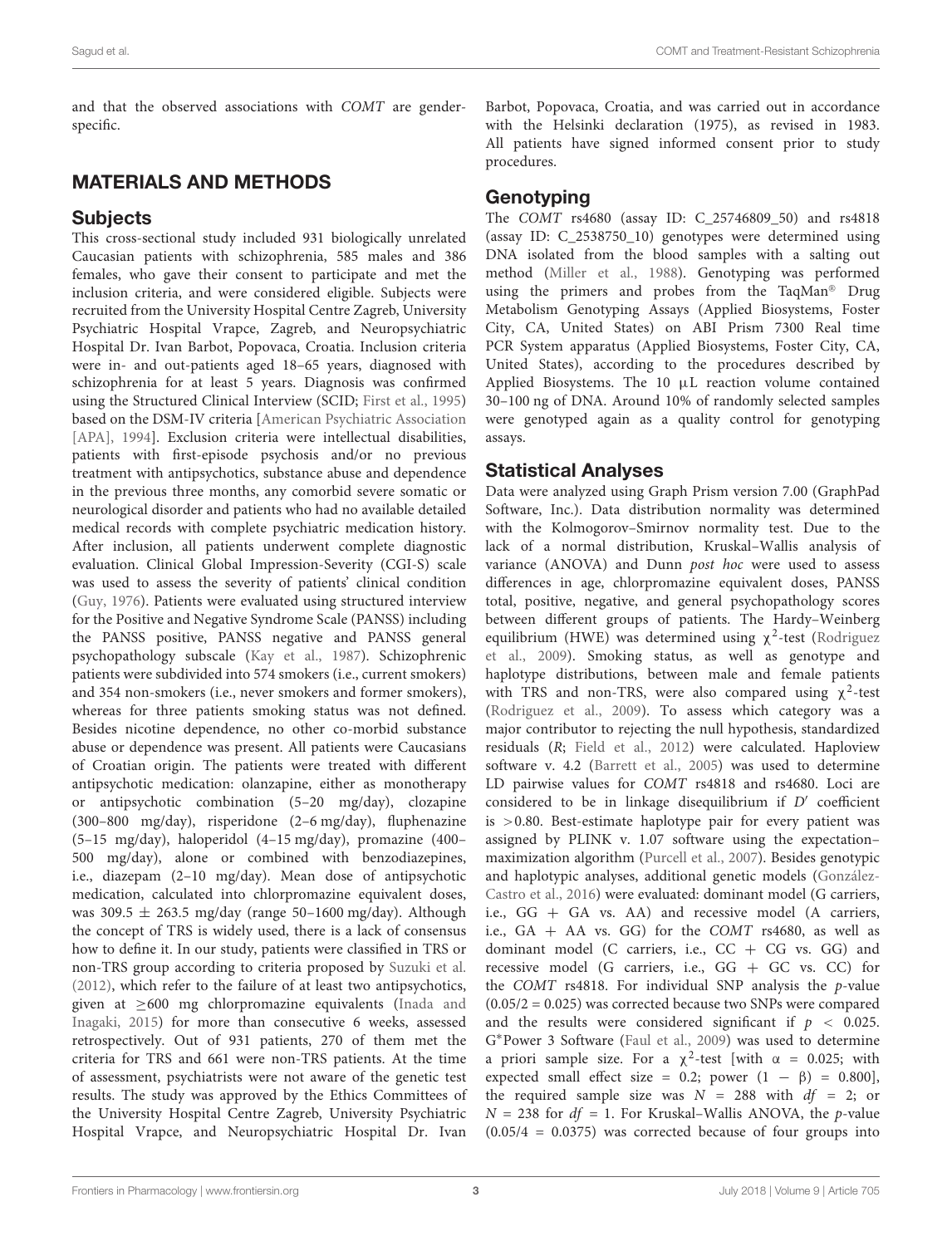and that the observed associations with *COMT* are gender-specific.

## MATERIALS AND METHODS

### Subjects

This cross-sectional study included 931 biologically unrelated Caucasian patients with schizophrenia, 585 males and 386 females, who gave their consent to participate and met the inclusion criteria, and were considered eligible. Subjects were recruited from the University Hospital Centre Zagreb, University Psychiatric Hospital Vrapce, Zagreb, and Neuropsychiatric Hospital Dr. Ivan Barbot, Popovaca, Croatia. Inclusion criteria were in- and out-patients aged 18–65 years, diagnosed with schizophrenia for at least 5 years. Diagnosis was confirmed using the Structured Clinical Interview (SCID; First et al., 1995) based on the DSM-IV criteria [American Psychiatric Association [APA], 1994]. Exclusion criteria were intellectual disabilities, patients with first-episode psychosis and/or no previous treatment with antipsychotics, substance abuse and dependence in the previous three months, any comorbid severe somatic or neurological disorder and patients who had no available detailed medical records with complete psychiatric medication history. After inclusion, all patients underwent complete diagnostic evaluation. Clinical Global Impression-Severity (CGI-S) scale was used to assess the severity of patients' clinical condition (Guy, 1976). Patients were evaluated using structured interview for the Positive and Negative Syndrome Scale (PANSS) including the PANSS positive, PANSS negative and PANSS general psychopathology subscale (Kay et al., 1987). Schizophrenic patients were subdivided into 574 smokers (i.e., current smokers) and 354 non-smokers (i.e., never smokers and former smokers), whereas for three patients smoking status was not defined. Besides nicotine dependence, no other co-morbid substance abuse or dependence was present. All patients were Caucasians of Croatian origin. The patients were treated with different antipsychotic medication: olanzapine, either as monotherapy or antipsychotic combination (5–20 mg/day), clozapine (300–800 mg/day), risperidone (2–6 mg/day), fluphenazine (5–15 mg/day), haloperidol (4–15 mg/day), promazine (400–500 mg/day), alone or combined with benzodiazepines, i.e., diazepam (2–10 mg/day). Mean dose of antipsychotic medication, calculated into chlorpromazine equivalent doses, was 309.5 ± 263.5 mg/day (range 50–1600 mg/day). Although the concept of TRS is widely used, there is a lack of consensus how to define it. In our study, patients were classified in TRS or non-TRS group according to criteria proposed by Suzuki et al. (2012), which refer to the failure of at least two antipsychotics, given at ≥600 mg chlorpromazine equivalents (Inada and Inagaki, 2015) for more than consecutive 6 weeks, assessed retrospectively. Out of 931 patients, 270 of them met the criteria for TRS and 661 were non-TRS patients. At the time of assessment, psychiatrists were not aware of the genetic test results. The study was approved by the Ethics Committees of the University Hospital Centre Zagreb, University Psychiatric Hospital Vrapce, and Neuropsychiatric Hospital Dr. Ivan Barbot, Popovaca, Croatia, and was carried out in accordance with the Helsinki declaration (1975), as revised in 1983. All patients have signed informed consent prior to study procedures.

### Genotyping

The *COMT* rs4680 (assay ID: C_25746809_50) and rs4818 (assay ID: C_2538750_10) genotypes were determined using DNA isolated from the blood samples with a salting out method (Miller et al., 1988). Genotyping was performed using the primers and probes from the TaqMan® Drug Metabolism Genotyping Assays (Applied Biosystems, Foster City, CA, United States) on ABI Prism 7300 Real time PCR System apparatus (Applied Biosystems, Foster City, CA, United States), according to the procedures described by Applied Biosystems. The 10 μL reaction volume contained 30–100 ng of DNA. Around 10% of randomly selected samples were genotyped again as a quality control for genotyping assays.

### Statistical Analyses

Data were analyzed using Graph Prism version 7.00 (GraphPad Software, Inc.). Data distribution normality was determined with the Kolmogorov–Smirnov normality test. Due to the lack of a normal distribution, Kruskal–Wallis analysis of variance (ANOVA) and Dunn *post hoc* were used to assess differences in age, chlorpromazine equivalent doses, PANSS total, positive, negative, and general psychopathology scores between different groups of patients. The Hardy–Weinberg equilibrium (HWE) was determined using $\chi^2$-test (Rodriguez et al., 2009). Smoking status, as well as genotype and haplotype distributions, between male and female patients with TRS and non-TRS, were also compared using $\chi^2$-test (Rodriguez et al., 2009). To assess which category was a major contributor to rejecting the null hypothesis, standardized residuals (*R*; Field et al., 2012) were calculated. Haploview software v. 4.2 (Barrett et al., 2005) was used to determine LD pairwise values for *COMT* rs4818 and rs4680. Loci are considered to be in linkage disequilibrium if $D'$ coefficient is >0.80. Best-estimate haplotype pair for every patient was assigned by PLINK v. 1.07 software using the expectation–maximization algorithm (Purcell et al., 2007). Besides genotypic and haplotypic analyses, additional genetic models (González-Castro et al., 2016) were evaluated: dominant model (G carriers, i.e., GG + GA vs. AA) and recessive model (A carriers, i.e., GA + AA vs. GG) for the *COMT* rs4680, as well as dominant model (C carriers, i.e., CC + CG vs. GG) and recessive model (G carriers, i.e., GG + GC vs. CC) for the *COMT* rs4818. For individual SNP analysis the *p*-value (0.05/2 = 0.025) was corrected because two SNPs were compared and the results were considered significant if $p < 0.025$. G*Power 3 Software (Faul et al., 2009) was used to determine a priori sample size. For a $\chi^2$-test [with $\alpha = 0.025$; with expected small effect size = 0.2; power $(1 - \beta) = 0.800$], the required sample size was $N = 288$ with $df = 2$; or $N = 238$ for $df = 1$. For Kruskal–Wallis ANOVA, the *p*-value (0.05/4 = 0.0375) was corrected because of four groups into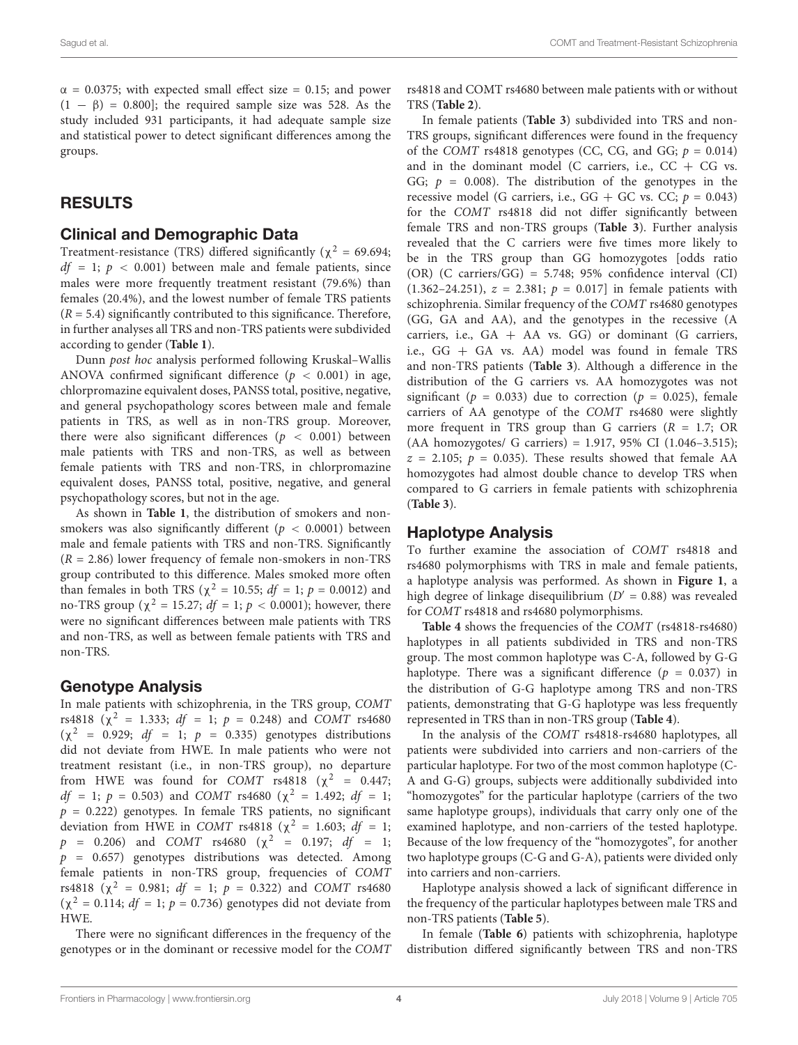$\alpha$ = 0.0375; with expected small effect size = 0.15; and power (1 − $\beta$) = 0.800]; the required sample size was 528. As the study included 931 participants, it had adequate sample size and statistical power to detect significant differences among the groups.

## RESULTS

### Clinical and Demographic Data

Treatment-resistance (TRS) differed significantly ($\chi^2$ = 69.694; $df$ = 1; $p$ < 0.001) between male and female patients, since males were more frequently treatment resistant (79.6%) than females (20.4%), and the lowest number of female TRS patients ($R$ = 5.4) significantly contributed to this significance. Therefore, in further analyses all TRS and non-TRS patients were subdivided according to gender (**Table 1**).

Dunn *post hoc* analysis performed following Kruskal–Wallis ANOVA confirmed significant difference ($p$ < 0.001) in age, chlorpromazine equivalent doses, PANSS total, positive, negative, and general psychopathology scores between male and female patients in TRS, as well as in non-TRS group. Moreover, there were also significant differences ($p$ < 0.001) between male patients with TRS and non-TRS, as well as between female patients with TRS and non-TRS, in chlorpromazine equivalent doses, PANSS total, positive, negative, and general psychopathology scores, but not in the age.

As shown in **Table 1**, the distribution of smokers and non-smokers was also significantly different ($p$ < 0.0001) between male and female patients with TRS and non-TRS. Significantly ($R$ = 2.86) lower frequency of female non-smokers in non-TRS group contributed to this difference. Males smoked more often than females in both TRS ($\chi^2$ = 10.55; $df$ = 1; $p$ = 0.0012) and no-TRS group ($\chi^2$ = 15.27; $df$ = 1; $p$ < 0.0001); however, there were no significant differences between male patients with TRS and non-TRS, as well as between female patients with TRS and non-TRS.

### Genotype Analysis

In male patients with schizophrenia, in the TRS group, *COMT* rs4818 ($\chi^2$ = 1.333; $df$ = 1; $p$ = 0.248) and *COMT* rs4680 ($\chi^2$ = 0.929; $df$ = 1; $p$ = 0.335) genotypes distributions did not deviate from HWE. In male patients who were not treatment resistant (i.e., in non-TRS group), no departure from HWE was found for *COMT* rs4818 ($\chi^2$ = 0.447; $df$ = 1; $p$ = 0.503) and *COMT* rs4680 ($\chi^2$ = 1.492; $df$ = 1; $p$ = 0.222) genotypes. In female TRS patients, no significant deviation from HWE in *COMT* rs4818 ($\chi^2$ = 1.603; $df$ = 1; $p$ = 0.206) and *COMT* rs4680 ($\chi^2$ = 0.197; $df$ = 1; $p$ = 0.657) genotypes distributions was detected. Among female patients in non-TRS group, frequencies of *COMT* rs4818 ($\chi^2$ = 0.981; $df$ = 1; $p$ = 0.322) and *COMT* rs4680 ($\chi^2$ = 0.114; $df$ = 1; $p$ = 0.736) genotypes did not deviate from HWE.

There were no significant differences in the frequency of the genotypes or in the dominant or recessive model for the *COMT* rs4818 and COMT rs4680 between male patients with or without TRS (**Table 2**).

In female patients (**Table 3**) subdivided into TRS and non-TRS groups, significant differences were found in the frequency of the *COMT* rs4818 genotypes (CC, CG, and GG; $p$ = 0.014) and in the dominant model (C carriers, i.e., CC + CG vs. GG; $p$ = 0.008). The distribution of the genotypes in the recessive model (G carriers, i.e., GG + GC vs. CC; $p$ = 0.043) for the *COMT* rs4818 did not differ significantly between female TRS and non-TRS groups (**Table 3**). Further analysis revealed that the C carriers were five times more likely to be in the TRS group than GG homozygotes [odds ratio (OR) (C carriers/GG) = 5.748; 95% confidence interval (CI) (1.362–24.251), $z$ = 2.381; $p$ = 0.017] in female patients with schizophrenia. Similar frequency of the *COMT* rs4680 genotypes (GG, GA and AA), and the genotypes in the recessive (A carriers, i.e., GA + AA vs. GG) or dominant (G carriers, i.e., GG + GA vs. AA) model was found in female TRS and non-TRS patients (**Table 3**). Although a difference in the distribution of the G carriers vs. AA homozygotes was not significant ($p$ = 0.033) due to correction ($p$ = 0.025), female carriers of AA genotype of the *COMT* rs4680 were slightly more frequent in TRS group than G carriers ($R$ = 1.7; OR (AA homozygotes/ G carriers) = 1.917, 95% CI (1.046–3.515); $z$ = 2.105; $p$ = 0.035). These results showed that female AA homozygotes had almost double chance to develop TRS when compared to G carriers in female patients with schizophrenia (**Table 3**).

### Haplotype Analysis

To further examine the association of *COMT* rs4818 and rs4680 polymorphisms with TRS in male and female patients, a haplotype analysis was performed. As shown in **Figure 1**, a high degree of linkage disequilibrium ($D'$ = 0.88) was revealed for *COMT* rs4818 and rs4680 polymorphisms.

**Table 4** shows the frequencies of the *COMT* (rs4818-rs4680) haplotypes in all patients subdivided in TRS and non-TRS group. The most common haplotype was C-A, followed by G-G haplotype. There was a significant difference ($p$ = 0.037) in the distribution of G-G haplotype among TRS and non-TRS patients, demonstrating that G-G haplotype was less frequently represented in TRS than in non-TRS group (**Table 4**).

In the analysis of the *COMT* rs4818-rs4680 haplotypes, all patients were subdivided into carriers and non-carriers of the particular haplotype. For two of the most common haplotype (C-A and G-G) groups, subjects were additionally subdivided into "homozygotes" for the particular haplotype (carriers of the two same haplotype groups), individuals that carry only one of the examined haplotype, and non-carriers of the tested haplotype. Because of the low frequency of the "homozygotes", for another two haplotype groups (C-G and G-A), patients were divided only into carriers and non-carriers.

Haplotype analysis showed a lack of significant difference in the frequency of the particular haplotypes between male TRS and non-TRS patients (**Table 5**).

In female (**Table 6**) patients with schizophrenia, haplotype distribution differed significantly between TRS and non-TRS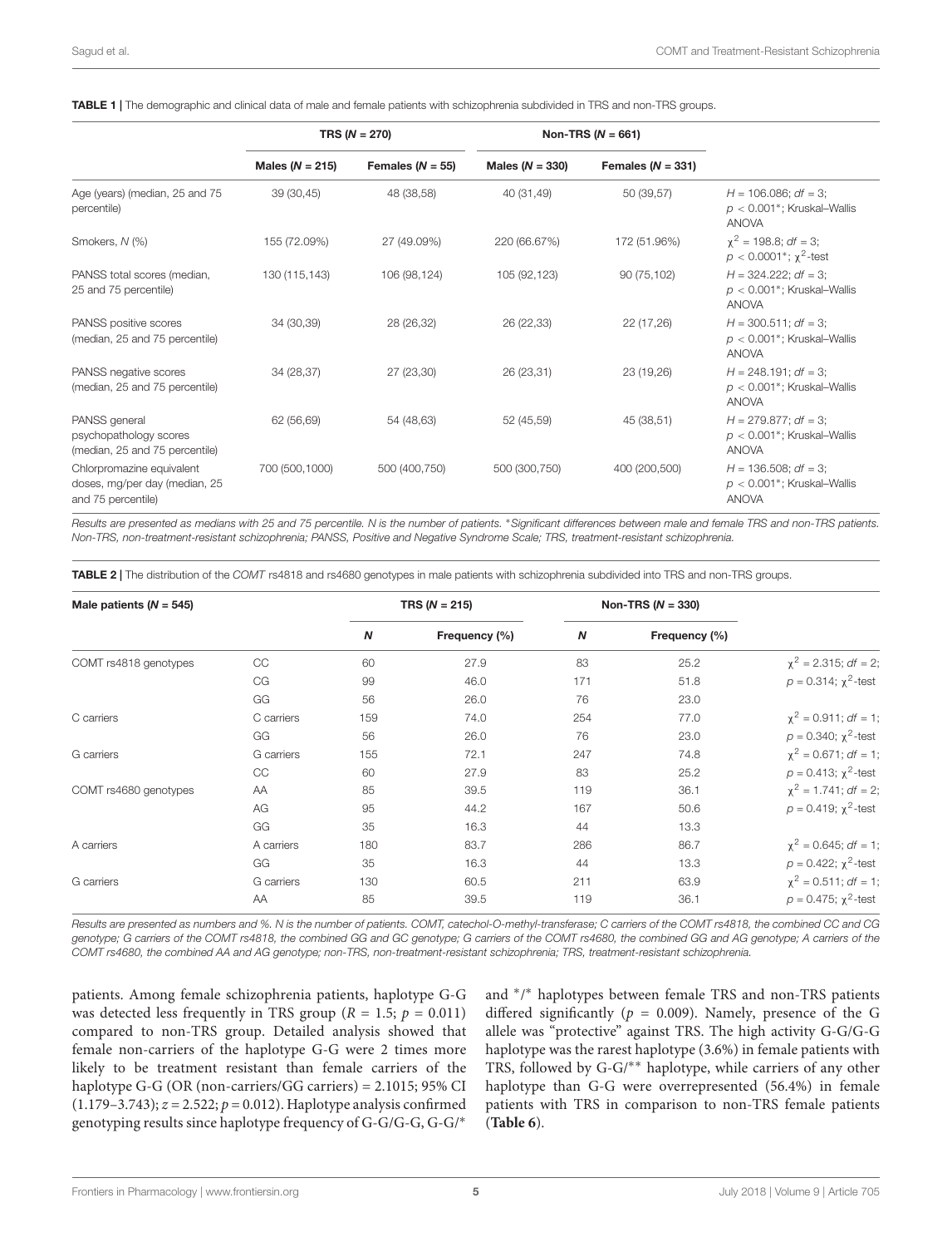**TABLE 1 |** The demographic and clinical data of male and female patients with schizophrenia subdivided in TRS and non-TRS groups.

| | TRS (N = 270) | | Non-TRS (N = 661) | | |
|---|---|---|---|---|---|
| | Males (N = 215) | Females (N = 55) | Males (N = 330) | Females (N = 331) | |
| Age (years) (median, 25 and 75 percentile) | 39 (30,45) | 48 (38,58) | 40 (31,49) | 50 (39,57) | $H = 106.086$; $df = 3$; $p < 0.001$*; Kruskal–Wallis ANOVA |
| Smokers, N (%) | 155 (72.09%) | 27 (49.09%) | 220 (66.67%) | 172 (51.96%) | $\chi^2 = 198.8$; $df = 3$; $p < 0.0001$*; $\chi^2$-test |
| PANSS total scores (median, 25 and 75 percentile) | 130 (115,143) | 106 (98,124) | 105 (92,123) | 90 (75,102) | $H = 324.222$; $df = 3$; $p < 0.001$*; Kruskal–Wallis ANOVA |
| PANSS positive scores (median, 25 and 75 percentile) | 34 (30,39) | 28 (26,32) | 26 (22,33) | 22 (17,26) | $H = 300.511$; $df = 3$; $p < 0.001$*; Kruskal–Wallis ANOVA |
| PANSS negative scores (median, 25 and 75 percentile) | 34 (28,37) | 27 (23,30) | 26 (23,31) | 23 (19,26) | $H = 248.191$; $df = 3$; $p < 0.001$*; Kruskal–Wallis ANOVA |
| PANSS general psychopathology scores (median, 25 and 75 percentile) | 62 (56,69) | 54 (48,63) | 52 (45,59) | 45 (38,51) | $H = 279.877$; $df = 3$; $p < 0.001$*; Kruskal–Wallis ANOVA |
| Chlorpromazine equivalent doses, mg/per day (median, 25 and 75 percentile) | 700 (500,1000) | 500 (400,750) | 500 (300,750) | 400 (200,500) | $H = 136.508$; $df = 3$; $p < 0.001$*; Kruskal–Wallis ANOVA |

*Results are presented as medians with 25 and 75 percentile. N is the number of patients. *Significant differences between male and female TRS and non-TRS patients. Non-TRS, non-treatment-resistant schizophrenia; PANSS, Positive and Negative Syndrome Scale; TRS, treatment-resistant schizophrenia.*

**TABLE 2 |** The distribution of the *COMT* rs4818 and rs4680 genotypes in male patients with schizophrenia subdivided into TRS and non-TRS groups.

| Male patients (N = 545) | | TRS (N = 215) | | Non-TRS (N = 330) | | |
|---|---|---|---|---|---|---|
| | | **N** | **Frequency (%)** | **N** | **Frequency (%)** | |
| COMT rs4818 genotypes | CC | 60 | 27.9 | 83 | 25.2 | $\chi^2 = 2.315$; $df = 2$; |
| | CG | 99 | 46.0 | 171 | 51.8 | $p = 0.314$; $\chi^2$-test |
| | GG | 56 | 26.0 | 76 | 23.0 | |
| C carriers | C carriers | 159 | 74.0 | 254 | 77.0 | $\chi^2 = 0.911$; $df = 1$; |
| | GG | 56 | 26.0 | 76 | 23.0 | $p = 0.340$; $\chi^2$-test |
| G carriers | G carriers | 155 | 72.1 | 247 | 74.8 | $\chi^2 = 0.671$; $df = 1$; |
| | CC | 60 | 27.9 | 83 | 25.2 | $p = 0.413$; $\chi^2$-test |
| COMT rs4680 genotypes | AA | 85 | 39.5 | 119 | 36.1 | $\chi^2 = 1.741$; $df = 2$; |
| | AG | 95 | 44.2 | 167 | 50.6 | $p = 0.419$; $\chi^2$-test |
| | GG | 35 | 16.3 | 44 | 13.3 | |
| A carriers | A carriers | 180 | 83.7 | 286 | 86.7 | $\chi^2 = 0.645$; $df = 1$; |
| | GG | 35 | 16.3 | 44 | 13.3 | $p = 0.422$; $\chi^2$-test |
| G carriers | G carriers | 130 | 60.5 | 211 | 63.9 | $\chi^2 = 0.511$; $df = 1$; |
| | AA | 85 | 39.5 | 119 | 36.1 | $p = 0.475$; $\chi^2$-test |

*Results are presented as numbers and %. N is the number of patients. COMT, catechol-O-methyl-transferase; C carriers of the COMT rs4818, the combined CC and CG genotype; G carriers of the COMT rs4818, the combined GG and GC genotype; G carriers of the COMT rs4680, the combined GG and AG genotype; A carriers of the COMT rs4680, the combined AA and AG genotype; non-TRS, non-treatment-resistant schizophrenia; TRS, treatment-resistant schizophrenia.*

patients. Among female schizophrenia patients, haplotype G-G was detected less frequently in TRS group ($R = 1.5$; $p = 0.011$) compared to non-TRS group. Detailed analysis showed that female non-carriers of the haplotype G-G were 2 times more likely to be treatment resistant than female carriers of the haplotype G-G (OR (non-carriers/GG carriers) = 2.1015; 95% CI (1.179–3.743); $z = 2.522$; $p = 0.012$). Haplotype analysis confirmed genotyping results since haplotype frequency of G-G/G-G, G-G/* and */* haplotypes between female TRS and non-TRS patients differed significantly ($p = 0.009$). Namely, presence of the G allele was "protective" against TRS. The high activity G-G/G-G haplotype was the rarest haplotype (3.6%) in female patients with TRS, followed by G-G/** haplotype, while carriers of any other haplotype than G-G were overrepresented (56.4%) in female patients with TRS in comparison to non-TRS female patients (**Table 6**).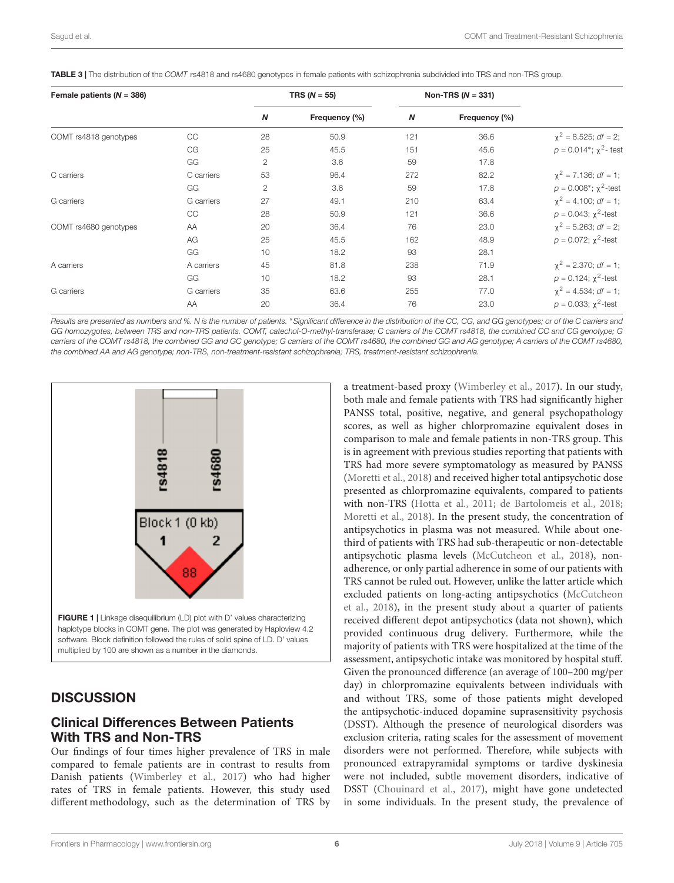**TABLE 3 |** The distribution of the *COMT* rs4818 and rs4680 genotypes in female patients with schizophrenia subdivided into TRS and non-TRS group.

| **Female patients (*N* = 386)** | | **TRS (*N* = 55)** | | **Non-TRS (*N* = 331)** | | |
|---|---|---|---|---|---|---|
| | | ***N*** | **Frequency (%)** | ***N*** | **Frequency (%)** | |
| COMT rs4818 genotypes | CC | 28 | 50.9 | 121 | 36.6 | $\chi^2$ = 8.525; *df* = 2; |
| | CG | 25 | 45.5 | 151 | 45.6 | *p* = 0.014*; $\chi^2$- test |
| | GG | 2 | 3.6 | 59 | 17.8 | |
| C carriers | C carriers | 53 | 96.4 | 272 | 82.2 | $\chi^2$ = 7.136; *df* = 1; |
| | GG | 2 | 3.6 | 59 | 17.8 | *p* = 0.008*; $\chi^2$-test |
| G carriers | G carriers | 27 | 49.1 | 210 | 63.4 | $\chi^2$ = 4.100; *df* = 1; |
| | CC | 28 | 50.9 | 121 | 36.6 | *p* = 0.043; $\chi^2$-test |
| COMT rs4680 genotypes | AA | 20 | 36.4 | 76 | 23.0 | $\chi^2$ = 5.263; *df* = 2; |
| | AG | 25 | 45.5 | 162 | 48.9 | *p* = 0.072; $\chi^2$-test |
| | GG | 10 | 18.2 | 93 | 28.1 | |
| A carriers | A carriers | 45 | 81.8 | 238 | 71.9 | $\chi^2$ = 2.370; *df* = 1; |
| | GG | 10 | 18.2 | 93 | 28.1 | *p* = 0.124; $\chi^2$-test |
| G carriers | G carriers | 35 | 63.6 | 255 | 77.0 | $\chi^2$ = 4.534; *df* = 1; |
| | AA | 20 | 36.4 | 76 | 23.0 | *p* = 0.033; $\chi^2$-test |

*Results are presented as numbers and %. N is the number of patients. \*Significant difference in the distribution of the CC, CG, and GG genotypes; or of the C carriers and GG homozygotes, between TRS and non-TRS patients. COMT, catechol-O-methyl-transferase; C carriers of the COMT rs4818, the combined CC and CG genotype; G carriers of the COMT rs4818, the combined GG and GC genotype; G carriers of the COMT rs4680, the combined GG and AG genotype; A carriers of the COMT rs4680, the combined AA and AG genotype; non-TRS, non-treatment-resistant schizophrenia; TRS, treatment-resistant schizophrenia.*

**FIGURE 1 |** Linkage disequilibrium (LD) plot with D' values characterizing haplotype blocks in COMT gene. The plot was generated by Haploview 4.2 software. Block definition followed the rules of solid spine of LD. D' values multiplied by 100 are shown as a number in the diamonds.

## DISCUSSION

### Clinical Differences Between Patients With TRS and Non-TRS

Our findings of four times higher prevalence of TRS in male compared to female patients are in contrast to results from Danish patients (Wimberley et al., 2017) who had higher rates of TRS in female patients. However, this study used different methodology, such as the determination of TRS by a treatment-based proxy (Wimberley et al., 2017). In our study, both male and female patients with TRS had significantly higher PANSS total, positive, negative, and general psychopathology scores, as well as higher chlorpromazine equivalent doses in comparison to male and female patients in non-TRS group. This is in agreement with previous studies reporting that patients with TRS had more severe symptomatology as measured by PANSS (Moretti et al., 2018) and received higher total antipsychotic dose presented as chlorpromazine equivalents, compared to patients with non-TRS (Hotta et al., 2011; de Bartolomeis et al., 2018; Moretti et al., 2018). In the present study, the concentration of antipsychotics in plasma was not measured. While about one-third of patients with TRS had sub-therapeutic or non-detectable antipsychotic plasma levels (McCutcheon et al., 2018), non-adherence, or only partial adherence in some of our patients with TRS cannot be ruled out. However, unlike the latter article which excluded patients on long-acting antipsychotics (McCutcheon et al., 2018), in the present study about a quarter of patients received different depot antipsychotics (data not shown), which provided continuous drug delivery. Furthermore, while the majority of patients with TRS were hospitalized at the time of the assessment, antipsychotic intake was monitored by hospital stuff. Given the pronounced difference (an average of 100–200 mg/per day) in chlorpromazine equivalents between individuals with and without TRS, some of those patients might developed the antipsychotic-induced dopamine supersensitivity psychosis (DSST). Although the presence of neurological disorders was exclusion criteria, rating scales for the assessment of movement disorders were not performed. Therefore, while subjects with pronounced extrapyramidal symptoms or tardive dyskinesia were not included, subtle movement disorders, indicative of DSST (Chouinard et al., 2017), might have gone undetected in some individuals. In the present study, the prevalence of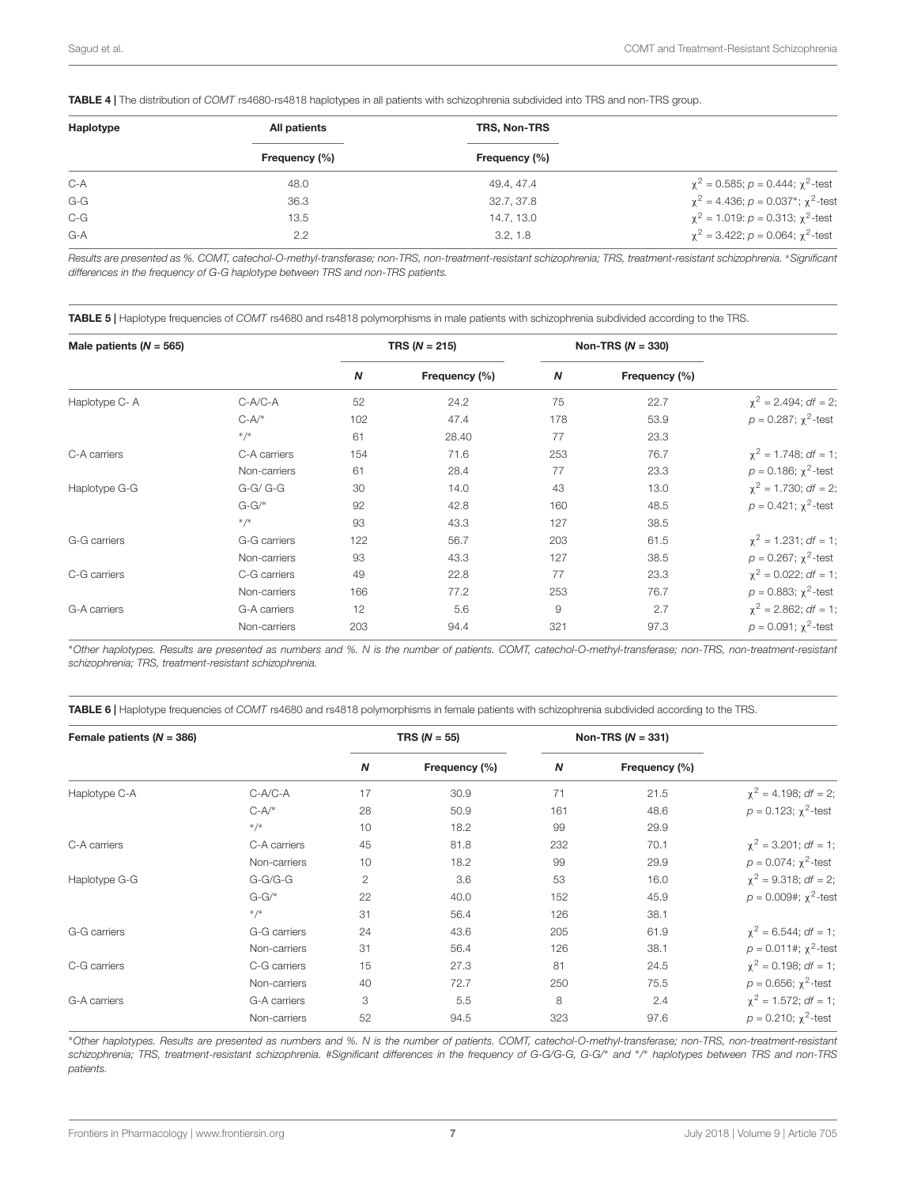**TABLE 4 |** The distribution of *COMT* rs4680-rs4818 haplotypes in all patients with schizophrenia subdivided into TRS and non-TRS group.

| Haplotype | All patients | TRS, Non-TRS | |
|---|---|---|---|
| | Frequency (%) | Frequency (%) | |
| C-A | 48.0 | 49.4, 47.4 | $\chi^2 = 0.585$; $p = 0.444$; $\chi^2$-test |
| G-G | 36.3 | 32.7, 37.8 | $\chi^2 = 4.436$; $p = 0.037^*$; $\chi^2$-test |
| C-G | 13.5 | 14.7, 13.0 | $\chi^2 = 1.019$: $p = 0.313$; $\chi^2$-test |
| G-A | 2.2 | 3.2, 1.8 | $\chi^2 = 3.422$; $p = 0.064$; $\chi^2$-test |

*Results are presented as %. COMT, catechol-O-methyl-transferase; non-TRS, non-treatment-resistant schizophrenia; TRS, treatment-resistant schizophrenia. *Significant differences in the frequency of G-G haplotype between TRS and non-TRS patients.*

**TABLE 5 |** Haplotype frequencies of *COMT* rs4680 and rs4818 polymorphisms in male patients with schizophrenia subdivided according to the TRS.

| Male patients ($N$ = 565) | | TRS ($N$ = 215) | | Non-TRS ($N$ = 330) | | |
|---|---|---|---|---|---|---|
| | | $N$ | Frequency (%) | $N$ | Frequency (%) | |
| Haplotype C- A | C-A/C-A | 52 | 24.2 | 75 | 22.7 | $\chi^2 = 2.494$; $df = 2$; |
| | C-A/* | 102 | 47.4 | 178 | 53.9 | $p = 0.287$; $\chi^2$-test |
| | */* | 61 | 28.40 | 77 | 23.3 | |
| C-A carriers | C-A carriers | 154 | 71.6 | 253 | 76.7 | $\chi^2 = 1.748$; $df = 1$; |
| | Non-carriers | 61 | 28.4 | 77 | 23.3 | $p = 0.186$; $\chi^2$-test |
| Haplotype G-G | G-G/ G-G | 30 | 14.0 | 43 | 13.0 | $\chi^2 = 1.730$; $df = 2$; |
| | G-G/* | 92 | 42.8 | 160 | 48.5 | $p = 0.421$; $\chi^2$-test |
| | */* | 93 | 43.3 | 127 | 38.5 | |
| G-G carriers | G-G carriers | 122 | 56.7 | 203 | 61.5 | $\chi^2 = 1.231$; $df = 1$; |
| | Non-carriers | 93 | 43.3 | 127 | 38.5 | $p = 0.267$; $\chi^2$-test |
| C-G carriers | C-G carriers | 49 | 22.8 | 77 | 23.3 | $\chi^2 = 0.022$; $df = 1$; |
| | Non-carriers | 166 | 77.2 | 253 | 76.7 | $p = 0.883$; $\chi^2$-test |
| G-A carriers | G-A carriers | 12 | 5.6 | 9 | 2.7 | $\chi^2 = 2.862$; $df = 1$; |
| | Non-carriers | 203 | 94.4 | 321 | 97.3 | $p = 0.091$; $\chi^2$-test |

**Other haplotypes. Results are presented as numbers and %. N is the number of patients. COMT, catechol-O-methyl-transferase; non-TRS, non-treatment-resistant schizophrenia; TRS, treatment-resistant schizophrenia.*

**TABLE 6 |** Haplotype frequencies of *COMT* rs4680 and rs4818 polymorphisms in female patients with schizophrenia subdivided according to the TRS.

| Female patients ($N$ = 386) | | TRS ($N$ = 55) | | Non-TRS ($N$ = 331) | | |
|---|---|---|---|---|---|---|
| | | $N$ | Frequency (%) | $N$ | Frequency (%) | |
| Haplotype C-A | C-A/C-A | 17 | 30.9 | 71 | 21.5 | $\chi^2 = 4.198$; $df = 2$; |
| | C-A/* | 28 | 50.9 | 161 | 48.6 | $p = 0.123$; $\chi^2$-test |
| | */* | 10 | 18.2 | 99 | 29.9 | |
| C-A carriers | C-A carriers | 45 | 81.8 | 232 | 70.1 | $\chi^2 = 3.201$; $df = 1$; |
| | Non-carriers | 10 | 18.2 | 99 | 29.9 | $p = 0.074$; $\chi^2$-test |
| Haplotype G-G | G-G/G-G | 2 | 3.6 | 53 | 16.0 | $\chi^2 = 9.318$; $df = 2$; |
| | G-G/* | 22 | 40.0 | 152 | 45.9 | $p = 0.009\#$; $\chi^2$-test |
| | */* | 31 | 56.4 | 126 | 38.1 | |
| G-G carriers | G-G carriers | 24 | 43.6 | 205 | 61.9 | $\chi^2 = 6.544$; $df = 1$; |
| | Non-carriers | 31 | 56.4 | 126 | 38.1 | $p = 0.011\#$; $\chi^2$-test |
| C-G carriers | C-G carriers | 15 | 27.3 | 81 | 24.5 | $\chi^2 = 0.198$; $df = 1$; |
| | Non-carriers | 40 | 72.7 | 250 | 75.5 | $p = 0.656$; $\chi^2$-test |
| G-A carriers | G-A carriers | 3 | 5.5 | 8 | 2.4 | $\chi^2 = 1.572$; $df = 1$; |
| | Non-carriers | 52 | 94.5 | 323 | 97.6 | $p = 0.210$; $\chi^2$-test |

**Other haplotypes. Results are presented as numbers and %. N is the number of patients. COMT, catechol-O-methyl-transferase; non-TRS, non-treatment-resistant schizophrenia; TRS, treatment-resistant schizophrenia. #Significant differences in the frequency of G-G/G-G, G-G/* and */* haplotypes between TRS and non-TRS patients.*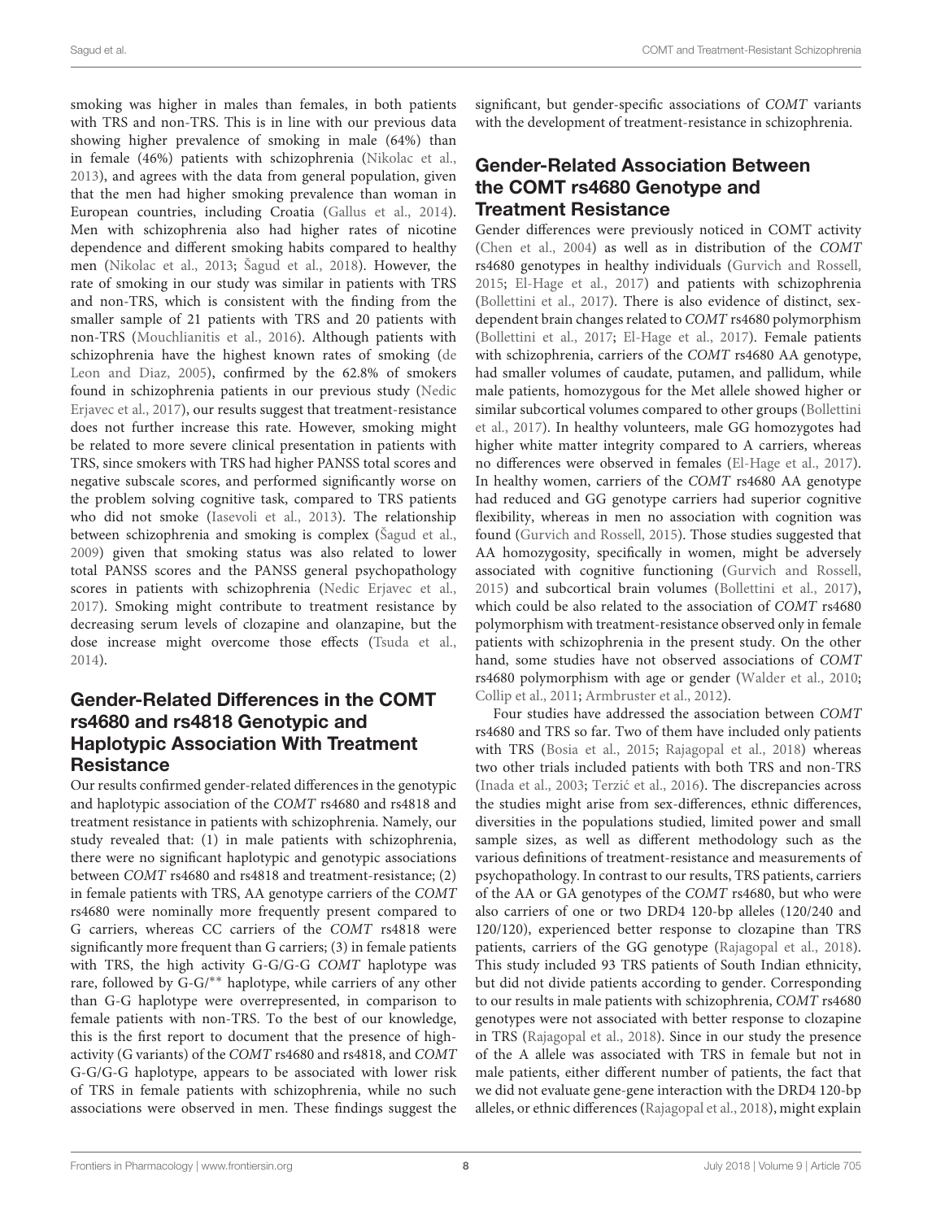smoking was higher in males than females, in both patients with TRS and non-TRS. This is in line with our previous data showing higher prevalence of smoking in male (64%) than in female (46%) patients with schizophrenia (Nikolac et al., 2013), and agrees with the data from general population, given that the men had higher smoking prevalence than woman in European countries, including Croatia (Gallus et al., 2014). Men with schizophrenia also had higher rates of nicotine dependence and different smoking habits compared to healthy men (Nikolac et al., 2013; Šagud et al., 2018). However, the rate of smoking in our study was similar in patients with TRS and non-TRS, which is consistent with the finding from the smaller sample of 21 patients with TRS and 20 patients with non-TRS (Mouchlianitis et al., 2016). Although patients with schizophrenia have the highest known rates of smoking (de Leon and Diaz, 2005), confirmed by the 62.8% of smokers found in schizophrenia patients in our previous study (Nedic Erjavec et al., 2017), our results suggest that treatment-resistance does not further increase this rate. However, smoking might be related to more severe clinical presentation in patients with TRS, since smokers with TRS had higher PANSS total scores and negative subscale scores, and performed significantly worse on the problem solving cognitive task, compared to TRS patients who did not smoke (Iasevoli et al., 2013). The relationship between schizophrenia and smoking is complex (Šagud et al., 2009) given that smoking status was also related to lower total PANSS scores and the PANSS general psychopathology scores in patients with schizophrenia (Nedic Erjavec et al., 2017). Smoking might contribute to treatment resistance by decreasing serum levels of clozapine and olanzapine, but the dose increase might overcome those effects (Tsuda et al., 2014).

## Gender-Related Differences in the COMT rs4680 and rs4818 Genotypic and Haplotypic Association With Treatment Resistance

Our results confirmed gender-related differences in the genotypic and haplotypic association of the *COMT* rs4680 and rs4818 and treatment resistance in patients with schizophrenia. Namely, our study revealed that: (1) in male patients with schizophrenia, there were no significant haplotypic and genotypic associations between *COMT* rs4680 and rs4818 and treatment-resistance; (2) in female patients with TRS, AA genotype carriers of the *COMT* rs4680 were nominally more frequently present compared to G carriers, whereas CC carriers of the *COMT* rs4818 were significantly more frequent than G carriers; (3) in female patients with TRS, the high activity G-G/G-G *COMT* haplotype was rare, followed by G-G/** haplotype, while carriers of any other than G-G haplotype were overrepresented, in comparison to female patients with non-TRS. To the best of our knowledge, this is the first report to document that the presence of high-activity (G variants) of the *COMT* rs4680 and rs4818, and *COMT* G-G/G-G haplotype, appears to be associated with lower risk of TRS in female patients with schizophrenia, while no such associations were observed in men. These findings suggest the significant, but gender-specific associations of *COMT* variants with the development of treatment-resistance in schizophrenia.

## Gender-Related Association Between the COMT rs4680 Genotype and Treatment Resistance

Gender differences were previously noticed in COMT activity (Chen et al., 2004) as well as in distribution of the *COMT* rs4680 genotypes in healthy individuals (Gurvich and Rossell, 2015; El-Hage et al., 2017) and patients with schizophrenia (Bollettini et al., 2017). There is also evidence of distinct, sex-dependent brain changes related to *COMT* rs4680 polymorphism (Bollettini et al., 2017; El-Hage et al., 2017). Female patients with schizophrenia, carriers of the *COMT* rs4680 AA genotype, had smaller volumes of caudate, putamen, and pallidum, while male patients, homozygous for the Met allele showed higher or similar subcortical volumes compared to other groups (Bollettini et al., 2017). In healthy volunteers, male GG homozygotes had higher white matter integrity compared to A carriers, whereas no differences were observed in females (El-Hage et al., 2017). In healthy women, carriers of the *COMT* rs4680 AA genotype had reduced and GG genotype carriers had superior cognitive flexibility, whereas in men no association with cognition was found (Gurvich and Rossell, 2015). Those studies suggested that AA homozygosity, specifically in women, might be adversely associated with cognitive functioning (Gurvich and Rossell, 2015) and subcortical brain volumes (Bollettini et al., 2017), which could be also related to the association of *COMT* rs4680 polymorphism with treatment-resistance observed only in female patients with schizophrenia in the present study. On the other hand, some studies have not observed associations of *COMT* rs4680 polymorphism with age or gender (Walder et al., 2010; Collip et al., 2011; Armbruster et al., 2012).

Four studies have addressed the association between *COMT* rs4680 and TRS so far. Two of them have included only patients with TRS (Bosia et al., 2015; Rajagopal et al., 2018) whereas two other trials included patients with both TRS and non-TRS (Inada et al., 2003; Terzić et al., 2016). The discrepancies across the studies might arise from sex-differences, ethnic differences, diversities in the populations studied, limited power and small sample sizes, as well as different methodology such as the various definitions of treatment-resistance and measurements of psychopathology. In contrast to our results, TRS patients, carriers of the AA or GA genotypes of the *COMT* rs4680, but who were also carriers of one or two DRD4 120-bp alleles (120/240 and 120/120), experienced better response to clozapine than TRS patients, carriers of the GG genotype (Rajagopal et al., 2018). This study included 93 TRS patients of South Indian ethnicity, but did not divide patients according to gender. Corresponding to our results in male patients with schizophrenia, *COMT* rs4680 genotypes were not associated with better response to clozapine in TRS (Rajagopal et al., 2018). Since in our study the presence of the A allele was associated with TRS in female but not in male patients, either different number of patients, the fact that we did not evaluate gene-gene interaction with the DRD4 120-bp alleles, or ethnic differences (Rajagopal et al., 2018), might explain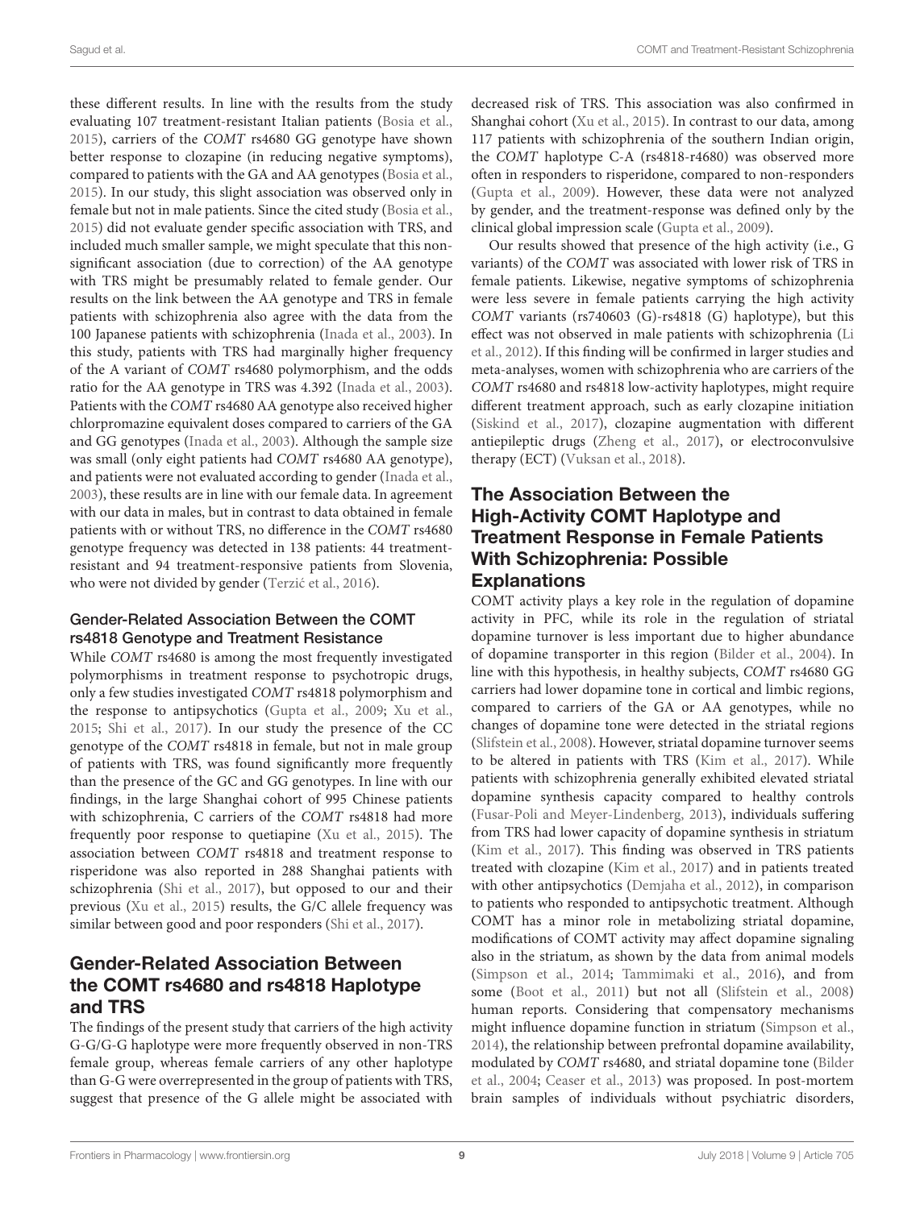these different results. In line with the results from the study evaluating 107 treatment-resistant Italian patients (Bosia et al., 2015), carriers of the *COMT* rs4680 GG genotype have shown better response to clozapine (in reducing negative symptoms), compared to patients with the GA and AA genotypes (Bosia et al., 2015). In our study, this slight association was observed only in female but not in male patients. Since the cited study (Bosia et al., 2015) did not evaluate gender specific association with TRS, and included much smaller sample, we might speculate that this non-significant association (due to correction) of the AA genotype with TRS might be presumably related to female gender. Our results on the link between the AA genotype and TRS in female patients with schizophrenia also agree with the data from the 100 Japanese patients with schizophrenia (Inada et al., 2003). In this study, patients with TRS had marginally higher frequency of the A variant of *COMT* rs4680 polymorphism, and the odds ratio for the AA genotype in TRS was 4.392 (Inada et al., 2003). Patients with the *COMT* rs4680 AA genotype also received higher chlorpromazine equivalent doses compared to carriers of the GA and GG genotypes (Inada et al., 2003). Although the sample size was small (only eight patients had *COMT* rs4680 AA genotype), and patients were not evaluated according to gender (Inada et al., 2003), these results are in line with our female data. In agreement with our data in males, but in contrast to data obtained in female patients with or without TRS, no difference in the *COMT* rs4680 genotype frequency was detected in 138 patients: 44 treatment-resistant and 94 treatment-responsive patients from Slovenia, who were not divided by gender (Terzić et al., 2016).

### Gender-Related Association Between the COMT rs4818 Genotype and Treatment Resistance

While *COMT* rs4680 is among the most frequently investigated polymorphisms in treatment response to psychotropic drugs, only a few studies investigated *COMT* rs4818 polymorphism and the response to antipsychotics (Gupta et al., 2009; Xu et al., 2015; Shi et al., 2017). In our study the presence of the CC genotype of the *COMT* rs4818 in female, but not in male group of patients with TRS, was found significantly more frequently than the presence of the GC and GG genotypes. In line with our findings, in the large Shanghai cohort of 995 Chinese patients with schizophrenia, C carriers of the *COMT* rs4818 had more frequently poor response to quetiapine (Xu et al., 2015). The association between *COMT* rs4818 and treatment response to risperidone was also reported in 288 Shanghai patients with schizophrenia (Shi et al., 2017), but opposed to our and their previous (Xu et al., 2015) results, the G/C allele frequency was similar between good and poor responders (Shi et al., 2017).

## Gender-Related Association Between the COMT rs4680 and rs4818 Haplotype and TRS

The findings of the present study that carriers of the high activity G-G/G-G haplotype were more frequently observed in non-TRS female group, whereas female carriers of any other haplotype than G-G were overrepresented in the group of patients with TRS, suggest that presence of the G allele might be associated with decreased risk of TRS. This association was also confirmed in Shanghai cohort (Xu et al., 2015). In contrast to our data, among 117 patients with schizophrenia of the southern Indian origin, the *COMT* haplotype C-A (rs4818-r4680) was observed more often in responders to risperidone, compared to non-responders (Gupta et al., 2009). However, these data were not analyzed by gender, and the treatment-response was defined only by the clinical global impression scale (Gupta et al., 2009).

Our results showed that presence of the high activity (i.e., G variants) of the *COMT* was associated with lower risk of TRS in female patients. Likewise, negative symptoms of schizophrenia were less severe in female patients carrying the high activity *COMT* variants (rs740603 (G)-rs4818 (G) haplotype), but this effect was not observed in male patients with schizophrenia (Li et al., 2012). If this finding will be confirmed in larger studies and meta-analyses, women with schizophrenia who are carriers of the *COMT* rs4680 and rs4818 low-activity haplotypes, might require different treatment approach, such as early clozapine initiation (Siskind et al., 2017), clozapine augmentation with different antiepileptic drugs (Zheng et al., 2017), or electroconvulsive therapy (ECT) (Vuksan et al., 2018).

## The Association Between the High-Activity COMT Haplotype and Treatment Response in Female Patients With Schizophrenia: Possible Explanations

COMT activity plays a key role in the regulation of dopamine activity in PFC, while its role in the regulation of striatal dopamine turnover is less important due to higher abundance of dopamine transporter in this region (Bilder et al., 2004). In line with this hypothesis, in healthy subjects, *COMT* rs4680 GG carriers had lower dopamine tone in cortical and limbic regions, compared to carriers of the GA or AA genotypes, while no changes of dopamine tone were detected in the striatal regions (Slifstein et al., 2008). However, striatal dopamine turnover seems to be altered in patients with TRS (Kim et al., 2017). While patients with schizophrenia generally exhibited elevated striatal dopamine synthesis capacity compared to healthy controls (Fusar-Poli and Meyer-Lindenberg, 2013), individuals suffering from TRS had lower capacity of dopamine synthesis in striatum (Kim et al., 2017). This finding was observed in TRS patients treated with clozapine (Kim et al., 2017) and in patients treated with other antipsychotics (Demjaha et al., 2012), in comparison to patients who responded to antipsychotic treatment. Although COMT has a minor role in metabolizing striatal dopamine, modifications of COMT activity may affect dopamine signaling also in the striatum, as shown by the data from animal models (Simpson et al., 2014; Tammimaki et al., 2016), and from some (Boot et al., 2011) but not all (Slifstein et al., 2008) human reports. Considering that compensatory mechanisms might influence dopamine function in striatum (Simpson et al., 2014), the relationship between prefrontal dopamine availability, modulated by *COMT* rs4680, and striatal dopamine tone (Bilder et al., 2004; Ceaser et al., 2013) was proposed. In post-mortem brain samples of individuals without psychiatric disorders,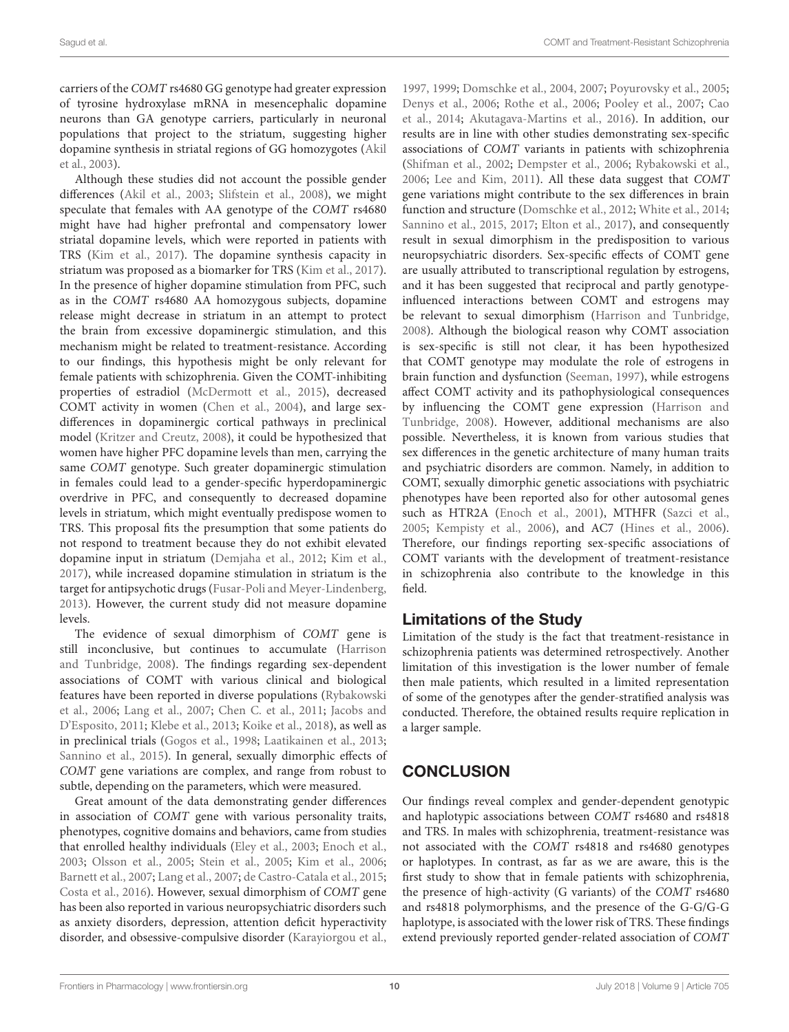carriers of the *COMT* rs4680 GG genotype had greater expression of tyrosine hydroxylase mRNA in mesencephalic dopamine neurons than GA genotype carriers, particularly in neuronal populations that project to the striatum, suggesting higher dopamine synthesis in striatal regions of GG homozygotes (Akil et al., 2003).

Although these studies did not account the possible gender differences (Akil et al., 2003; Slifstein et al., 2008), we might speculate that females with AA genotype of the *COMT* rs4680 might have had higher prefrontal and compensatory lower striatal dopamine levels, which were reported in patients with TRS (Kim et al., 2017). The dopamine synthesis capacity in striatum was proposed as a biomarker for TRS (Kim et al., 2017). In the presence of higher dopamine stimulation from PFC, such as in the *COMT* rs4680 AA homozygous subjects, dopamine release might decrease in striatum in an attempt to protect the brain from excessive dopaminergic stimulation, and this mechanism might be related to treatment-resistance. According to our findings, this hypothesis might be only relevant for female patients with schizophrenia. Given the COMT-inhibiting properties of estradiol (McDermott et al., 2015), decreased COMT activity in women (Chen et al., 2004), and large sex-differences in dopaminergic cortical pathways in preclinical model (Kritzer and Creutz, 2008), it could be hypothesized that women have higher PFC dopamine levels than men, carrying the same *COMT* genotype. Such greater dopaminergic stimulation in females could lead to a gender-specific hyperdopaminergic overdrive in PFC, and consequently to decreased dopamine levels in striatum, which might eventually predispose women to TRS. This proposal fits the presumption that some patients do not respond to treatment because they do not exhibit elevated dopamine input in striatum (Demjaha et al., 2012; Kim et al., 2017), while increased dopamine stimulation in striatum is the target for antipsychotic drugs (Fusar-Poli and Meyer-Lindenberg, 2013). However, the current study did not measure dopamine levels.

The evidence of sexual dimorphism of *COMT* gene is still inconclusive, but continues to accumulate (Harrison and Tunbridge, 2008). The findings regarding sex-dependent associations of COMT with various clinical and biological features have been reported in diverse populations (Rybakowski et al., 2006; Lang et al., 2007; Chen C. et al., 2011; Jacobs and D'Esposito, 2011; Klebe et al., 2013; Koike et al., 2018), as well as in preclinical trials (Gogos et al., 1998; Laatikainen et al., 2013; Sannino et al., 2015). In general, sexually dimorphic effects of *COMT* gene variations are complex, and range from robust to subtle, depending on the parameters, which were measured.

Great amount of the data demonstrating gender differences in association of *COMT* gene with various personality traits, phenotypes, cognitive domains and behaviors, came from studies that enrolled healthy individuals (Eley et al., 2003; Enoch et al., 2003; Olsson et al., 2005; Stein et al., 2005; Kim et al., 2006; Barnett et al., 2007; Lang et al., 2007; de Castro-Catala et al., 2015; Costa et al., 2016). However, sexual dimorphism of *COMT* gene has been also reported in various neuropsychiatric disorders such as anxiety disorders, depression, attention deficit hyperactivity disorder, and obsessive-compulsive disorder (Karayiorgou et al., 1997, 1999; Domschke et al., 2004, 2007; Poyurovsky et al., 2005; Denys et al., 2006; Rothe et al., 2006; Pooley et al., 2007; Cao et al., 2014; Akutagava-Martins et al., 2016). In addition, our results are in line with other studies demonstrating sex-specific associations of *COMT* variants in patients with schizophrenia (Shifman et al., 2002; Dempster et al., 2006; Rybakowski et al., 2006; Lee and Kim, 2011). All these data suggest that *COMT* gene variations might contribute to the sex differences in brain function and structure (Domschke et al., 2012; White et al., 2014; Sannino et al., 2015, 2017; Elton et al., 2017), and consequently result in sexual dimorphism in the predisposition to various neuropsychiatric disorders. Sex-specific effects of COMT gene are usually attributed to transcriptional regulation by estrogens, and it has been suggested that reciprocal and partly genotype-influenced interactions between COMT and estrogens may be relevant to sexual dimorphism (Harrison and Tunbridge, 2008). Although the biological reason why COMT association is sex-specific is still not clear, it has been hypothesized that COMT genotype may modulate the role of estrogens in brain function and dysfunction (Seeman, 1997), while estrogens affect COMT activity and its pathophysiological consequences by influencing the COMT gene expression (Harrison and Tunbridge, 2008). However, additional mechanisms are also possible. Nevertheless, it is known from various studies that sex differences in the genetic architecture of many human traits and psychiatric disorders are common. Namely, in addition to COMT, sexually dimorphic genetic associations with psychiatric phenotypes have been reported also for other autosomal genes such as HTR2A (Enoch et al., 2001), MTHFR (Sazci et al., 2005; Kempisty et al., 2006), and AC7 (Hines et al., 2006). Therefore, our findings reporting sex-specific associations of COMT variants with the development of treatment-resistance in schizophrenia also contribute to the knowledge in this field.

## Limitations of the Study

Limitation of the study is the fact that treatment-resistance in schizophrenia patients was determined retrospectively. Another limitation of this investigation is the lower number of female then male patients, which resulted in a limited representation of some of the genotypes after the gender-stratified analysis was conducted. Therefore, the obtained results require replication in a larger sample.

# CONCLUSION

Our findings reveal complex and gender-dependent genotypic and haplotypic associations between *COMT* rs4680 and rs4818 and TRS. In males with schizophrenia, treatment-resistance was not associated with the *COMT* rs4818 and rs4680 genotypes or haplotypes. In contrast, as far as we are aware, this is the first study to show that in female patients with schizophrenia, the presence of high-activity (G variants) of the *COMT* rs4680 and rs4818 polymorphisms, and the presence of the G-G/G-G haplotype, is associated with the lower risk of TRS. These findings extend previously reported gender-related association of *COMT*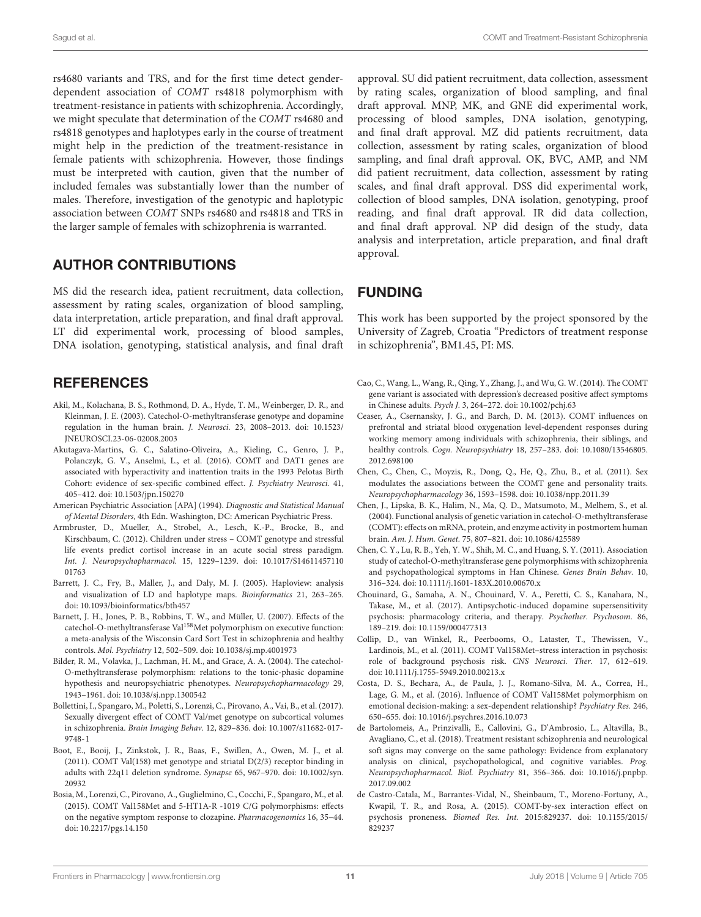rs4680 variants and TRS, and for the first time detect gender-dependent association of *COMT* rs4818 polymorphism with treatment-resistance in patients with schizophrenia. Accordingly, we might speculate that determination of the *COMT* rs4680 and rs4818 genotypes and haplotypes early in the course of treatment might help in the prediction of the treatment-resistance in female patients with schizophrenia. However, those findings must be interpreted with caution, given that the number of included females was substantially lower than the number of males. Therefore, investigation of the genotypic and haplotypic association between *COMT* SNPs rs4680 and rs4818 and TRS in the larger sample of females with schizophrenia is warranted.

## AUTHOR CONTRIBUTIONS

MS did the research idea, patient recruitment, data collection, assessment by rating scales, organization of blood sampling, data interpretation, article preparation, and final draft approval. LT did experimental work, processing of blood samples, DNA isolation, genotyping, statistical analysis, and final draft approval. SU did patient recruitment, data collection, assessment by rating scales, organization of blood sampling, and final draft approval. MNP, MK, and GNE did experimental work, processing of blood samples, DNA isolation, genotyping, and final draft approval. MZ did patients recruitment, data collection, assessment by rating scales, organization of blood sampling, and final draft approval. OK, BVC, AMP, and NM did patient recruitment, data collection, assessment by rating scales, and final draft approval. DSS did experimental work, collection of blood samples, DNA isolation, genotyping, proof reading, and final draft approval. IR did data collection, and final draft approval. NP did design of the study, data analysis and interpretation, article preparation, and final draft approval.

## FUNDING

This work has been supported by the project sponsored by the University of Zagreb, Croatia "Predictors of treatment response in schizophrenia", BM1.45, PI: MS.

## REFERENCES

Akil, M., Kolachana, B. S., Rothmond, D. A., Hyde, T. M., Weinberger, D. R., and Kleinman, J. E. (2003). Catechol-O-methyltransferase genotype and dopamine regulation in the human brain. *J. Neurosci.* 23, 2008–2013. doi: 10.1523/JNEUROSCI.23-06-02008.2003

Akutagava-Martins, G. C., Salatino-Oliveira, A., Kieling, C., Genro, J. P., Polanczyk, G. V., Anselmi, L., et al. (2016). COMT and DAT1 genes are associated with hyperactivity and inattention traits in the 1993 Pelotas Birth Cohort: evidence of sex-specific combined effect. *J. Psychiatry Neurosci.* 41, 405–412. doi: 10.1503/jpn.150270

American Psychiatric Association [APA] (1994). *Diagnostic and Statistical Manual of Mental Disorders*, 4th Edn. Washington, DC: American Psychiatric Press.

Armbruster, D., Mueller, A., Strobel, A., Lesch, K.-P., Brocke, B., and Kirschbaum, C. (2012). Children under stress – COMT genotype and stressful life events predict cortisol increase in an acute social stress paradigm. *Int. J. Neuropsychopharmacol.* 15, 1229–1239. doi: 10.1017/S1461145711001763

Barrett, J. C., Fry, B., Maller, J., and Daly, M. J. (2005). Haploview: analysis and visualization of LD and haplotype maps. *Bioinformatics* 21, 263–265. doi: 10.1093/bioinformatics/bth457

Barnett, J. H., Jones, P. B., Robbins, T. W., and Müller, U. (2007). Effects of the catechol-O-methyltransferase Val[158]Met polymorphism on executive function: a meta-analysis of the Wisconsin Card Sort Test in schizophrenia and healthy controls. *Mol. Psychiatry* 12, 502–509. doi: 10.1038/sj.mp.4001973

Bilder, R. M., Volavka, J., Lachman, H. M., and Grace, A. A. (2004). The catechol-O-methyltransferase polymorphism: relations to the tonic-phasic dopamine hypothesis and neuropsychiatric phenotypes. *Neuropsychopharmacology* 29, 1943–1961. doi: 10.1038/sj.npp.1300542

Bollettini, I., Spangaro, M., Poletti, S., Lorenzi, C., Pirovano, A., Vai, B., et al. (2017). Sexually divergent effect of COMT Val/met genotype on subcortical volumes in schizophrenia. *Brain Imaging Behav.* 12, 829–836. doi: 10.1007/s11682-017-9748-1

Boot, E., Booij, J., Zinkstok, J. R., Baas, F., Swillen, A., Owen, M. J., et al. (2011). COMT Val(158) met genotype and striatal D(2/3) receptor binding in adults with 22q11 deletion syndrome. *Synapse* 65, 967–970. doi: 10.1002/syn.20932

Bosia, M., Lorenzi, C., Pirovano, A., Guglielmino, C., Cocchi, F., Spangaro, M., et al. (2015). COMT Val158Met and 5-HT1A-R -1019 C/G polymorphisms: effects on the negative symptom response to clozapine. *Pharmacogenomics* 16, 35–44. doi: 10.2217/pgs.14.150

Cao, C., Wang, L., Wang, R., Qing, Y., Zhang, J., and Wu, G. W. (2014). The COMT gene variant is associated with depression's decreased positive affect symptoms in Chinese adults. *Psych J.* 3, 264–272. doi: 10.1002/pchj.63

Ceaser, A., Csernansky, J. G., and Barch, D. M. (2013). COMT influences on prefrontal and striatal blood oxygenation level-dependent responses during working memory among individuals with schizophrenia, their siblings, and healthy controls. *Cogn. Neuropsychiatry* 18, 257–283. doi: 10.1080/13546805.2012.698100

Chen, C., Chen, C., Moyzis, R., Dong, Q., He, Q., Zhu, B., et al. (2011). Sex modulates the associations between the COMT gene and personality traits. *Neuropsychopharmacology* 36, 1593–1598. doi: 10.1038/npp.2011.39

Chen, J., Lipska, B. K., Halim, N., Ma, Q. D., Matsumoto, M., Melhem, S., et al. (2004). Functional analysis of genetic variation in catechol-O-methyltransferase (COMT): effects on mRNA, protein, and enzyme activity in postmortem human brain. *Am. J. Hum. Genet.* 75, 807–821. doi: 10.1086/425589

Chen, C. Y., Lu, R. B., Yeh, Y. W., Shih, M. C., and Huang, S. Y. (2011). Association study of catechol-O-methyltransferase gene polymorphisms with schizophrenia and psychopathological symptoms in Han Chinese. *Genes Brain Behav.* 10, 316–324. doi: 10.1111/j.1601-183X.2010.00670.x

Chouinard, G., Samaha, A. N., Chouinard, V. A., Peretti, C. S., Kanahara, N., Takase, M., et al. (2017). Antipsychotic-induced dopamine supersensitivity psychosis: pharmacology criteria, and therapy. *Psychother. Psychosom.* 86, 189–219. doi: 10.1159/000477313

Collip, D., van Winkel, R., Peerbooms, O., Lataster, T., Thewissen, V., Lardinois, M., et al. (2011). COMT Val158Met–stress interaction in psychosis: role of background psychosis risk. *CNS Neurosci. Ther.* 17, 612–619. doi: 10.1111/j.1755-5949.2010.00213.x

Costa, D. S., Bechara, A., de Paula, J. J., Romano-Silva, M. A., Correa, H., Lage, G. M., et al. (2016). Influence of COMT Val158Met polymorphism on emotional decision-making: a sex-dependent relationship? *Psychiatry Res.* 246, 650–655. doi: 10.1016/j.psychres.2016.10.073

de Bartolomeis, A., Prinzivalli, E., Callovini, G., D'Ambrosio, L., Altavilla, B., Avagliano, C., et al. (2018). Treatment resistant schizophrenia and neurological soft signs may converge on the same pathology: Evidence from explanatory analysis on clinical, psychopathological, and cognitive variables. *Prog. Neuropsychopharmacol. Biol. Psychiatry* 81, 356–366. doi: 10.1016/j.pnpbp.2017.09.002

de Castro-Catala, M., Barrantes-Vidal, N., Sheinbaum, T., Moreno-Fortuny, A., Kwapil, T. R., and Rosa, A. (2015). COMT-by-sex interaction effect on psychosis proneness. *Biomed Res. Int.* 2015:829237. doi: 10.1155/2015/829237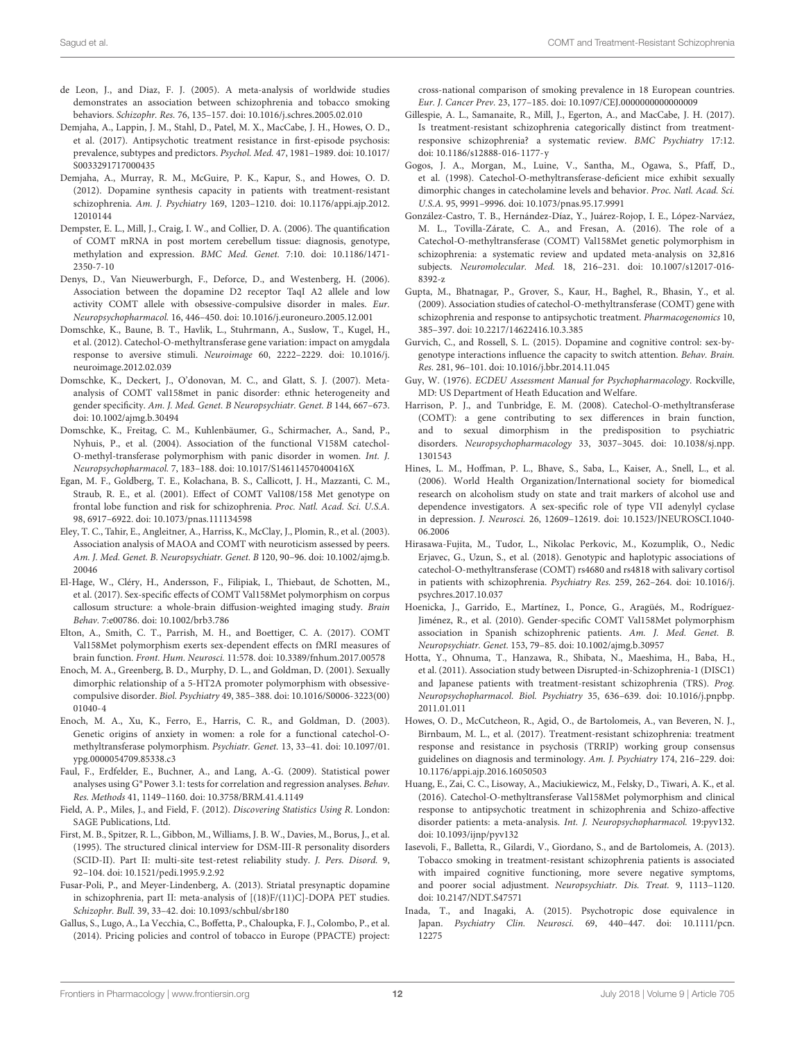de Leon, J., and Diaz, F. J. (2005). A meta-analysis of worldwide studies demonstrates an association between schizophrenia and tobacco smoking behaviors. *Schizophr. Res.* 76, 135–157. doi: 10.1016/j.schres.2005.02.010

Demjaha, A., Lappin, J. M., Stahl, D., Patel, M. X., MacCabe, J. H., Howes, O. D., et al. (2017). Antipsychotic treatment resistance in first-episode psychosis: prevalence, subtypes and predictors. *Psychol. Med.* 47, 1981–1989. doi: 10.1017/S0033291717000435

Demjaha, A., Murray, R. M., McGuire, P. K., Kapur, S., and Howes, O. D. (2012). Dopamine synthesis capacity in patients with treatment-resistant schizophrenia. *Am. J. Psychiatry* 169, 1203–1210. doi: 10.1176/appi.ajp.2012.12010144

Dempster, E. L., Mill, J., Craig, I. W., and Collier, D. A. (2006). The quantification of COMT mRNA in post mortem cerebellum tissue: diagnosis, genotype, methylation and expression. *BMC Med. Genet.* 7:10. doi: 10.1186/1471-2350-7-10

Denys, D., Van Nieuwerburgh, F., Deforce, D., and Westenberg, H. (2006). Association between the dopamine D2 receptor TaqI A2 allele and low activity COMT allele with obsessive-compulsive disorder in males. *Eur. Neuropsychopharmacol.* 16, 446–450. doi: 10.1016/j.euroneuro.2005.12.001

Domschke, K., Baune, B. T., Havlik, L., Stuhrmann, A., Suslow, T., Kugel, H., et al. (2012). Catechol-O-methyltransferase gene variation: impact on amygdala response to aversive stimuli. *Neuroimage* 60, 2222–2229. doi: 10.1016/j.neuroimage.2012.02.039

Domschke, K., Deckert, J., O'donovan, M. C., and Glatt, S. J. (2007). Meta-analysis of COMT val158met in panic disorder: ethnic heterogeneity and gender specificity. *Am. J. Med. Genet. B Neuropsychiatr. Genet. B* 144, 667–673. doi: 10.1002/ajmg.b.30494

Domschke, K., Freitag, C. M., Kuhlenbäumer, G., Schirmacher, A., Sand, P., Nyhuis, P., et al. (2004). Association of the functional V158M catechol-O-methyl-transferase polymorphism with panic disorder in women. *Int. J. Neuropsychopharmacol.* 7, 183–188. doi: 10.1017/S146114570400416X

Egan, M. F., Goldberg, T. E., Kolachana, B. S., Callicott, J. H., Mazzanti, C. M., Straub, R. E., et al. (2001). Effect of COMT Val108/158 Met genotype on frontal lobe function and risk for schizophrenia. *Proc. Natl. Acad. Sci. U.S.A.* 98, 6917–6922. doi: 10.1073/pnas.111134598

Eley, T. C., Tahir, E., Angleitner, A., Harriss, K., McClay, J., Plomin, R., et al. (2003). Association analysis of MAOA and COMT with neuroticism assessed by peers. *Am. J. Med. Genet. B. Neuropsychiatr. Genet. B* 120, 90–96. doi: 10.1002/ajmg.b.20046

El-Hage, W., Cléry, H., Andersson, F., Filipiak, I., Thiebaut, de Schotten, M., et al. (2017). Sex-specific effects of COMT Val158Met polymorphism on corpus callosum structure: a whole-brain diffusion-weighted imaging study. *Brain Behav.* 7:e00786. doi: 10.1002/brb3.786

Elton, A., Smith, C. T., Parrish, M. H., and Boettiger, C. A. (2017). COMT Val158Met polymorphism exerts sex-dependent effects on fMRI measures of brain function. *Front. Hum. Neurosci.* 11:578. doi: 10.3389/fnhum.2017.00578

Enoch, M. A., Greenberg, B. D., Murphy, D. L., and Goldman, D. (2001). Sexually dimorphic relationship of a 5-HT2A promoter polymorphism with obsessive-compulsive disorder. *Biol. Psychiatry* 49, 385–388. doi: 10.1016/S0006-3223(00)01040-4

Enoch, M. A., Xu, K., Ferro, E., Harris, C. R., and Goldman, D. (2003). Genetic origins of anxiety in women: a role for a functional catechol-O-methyltransferase polymorphism. *Psychiatr. Genet.* 13, 33–41. doi: 10.1097/01.ypg.0000054709.85338.c3

Faul, F., Erdfelder, E., Buchner, A., and Lang, A.-G. (2009). Statistical power analyses using G*Power 3.1: tests for correlation and regression analyses. *Behav. Res. Methods* 41, 1149–1160. doi: 10.3758/BRM.41.4.1149

Field, A. P., Miles, J., and Field, F. (2012). *Discovering Statistics Using R*. London: SAGE Publications, Ltd.

First, M. B., Spitzer, R. L., Gibbon, M., Williams, J. B. W., Davies, M., Borus, J., et al. (1995). The structured clinical interview for DSM-III-R personality disorders (SCID-II). Part II: multi-site test-retest reliability study. *J. Pers. Disord.* 9, 92–104. doi: 10.1521/pedi.1995.9.2.92

Fusar-Poli, P., and Meyer-Lindenberg, A. (2013). Striatal presynaptic dopamine in schizophrenia, part II: meta-analysis of [(18)F/(11)C]-DOPA PET studies. *Schizophr. Bull.* 39, 33–42. doi: 10.1093/schbul/sbr180

Gallus, S., Lugo, A., La Vecchia, C., Boffetta, P., Chaloupka, F. J., Colombo, P., et al. (2014). Pricing policies and control of tobacco in Europe (PPACTE) project: cross-national comparison of smoking prevalence in 18 European countries. *Eur. J. Cancer Prev.* 23, 177–185. doi: 10.1097/CEJ.0000000000000009

Gillespie, A. L., Samanaite, R., Mill, J., Egerton, A., and MacCabe, J. H. (2017). Is treatment-resistant schizophrenia categorically distinct from treatment-responsive schizophrenia? a systematic review. *BMC Psychiatry* 17:12. doi: 10.1186/s12888-016-1177-y

Gogos, J. A., Morgan, M., Luine, V., Santha, M., Ogawa, S., Pfaff, D., et al. (1998). Catechol-O-methyltransferase-deficient mice exhibit sexually dimorphic changes in catecholamine levels and behavior. *Proc. Natl. Acad. Sci. U.S.A.* 95, 9991–9996. doi: 10.1073/pnas.95.17.9991

González-Castro, T. B., Hernández-Díaz, Y., Juárez-Rojop, I. E., López-Narváez, M. L., Tovilla-Zárate, C. A., and Fresan, A. (2016). The role of a Catechol-O-methyltransferase (COMT) Val158Met genetic polymorphism in schizophrenia: a systematic review and updated meta-analysis on 32,816 subjects. *Neuromolecular. Med.* 18, 216–231. doi: 10.1007/s12017-016-8392-z

Gupta, M., Bhatnagar, P., Grover, S., Kaur, H., Baghel, R., Bhasin, Y., et al. (2009). Association studies of catechol-O-methyltransferase (COMT) gene with schizophrenia and response to antipsychotic treatment. *Pharmacogenomics* 10, 385–397. doi: 10.2217/14622416.10.3.385

Gurvich, C., and Rossell, S. L. (2015). Dopamine and cognitive control: sex-by-genotype interactions influence the capacity to switch attention. *Behav. Brain. Res.* 281, 96–101. doi: 10.1016/j.bbr.2014.11.045

Guy, W. (1976). *ECDEU Assessment Manual for Psychopharmacology*. Rockville, MD: US Department of Health Education and Welfare.

Harrison, P. J., and Tunbridge, E. M. (2008). Catechol-O-methyltransferase (COMT): a gene contributing to sex differences in brain function, and to sexual dimorphism in the predisposition to psychiatric disorders. *Neuropsychopharmacology* 33, 3037–3045. doi: 10.1038/sj.npp.1301543

Hines, L. M., Hoffman, P. L., Bhave, S., Saba, L., Kaiser, A., Snell, L., et al. (2006). World Health Organization/International society for biomedical research on alcoholism study on state and trait markers of alcohol use and dependence investigators. A sex-specific role of type VII adenylyl cyclase in depression. *J. Neurosci.* 26, 12609–12619. doi: 10.1523/JNEUROSCI.1040-06.2006

Hirasawa-Fujita, M., Tudor, L., Nikolac Perkovic, M., Kozumplik, O., Nedic Erjavec, G., Uzun, S., et al. (2018). Genotypic and haplotypic associations of catechol-O-methyltransferase (COMT) rs4680 and rs4818 with salivary cortisol in patients with schizophrenia. *Psychiatry Res.* 259, 262–264. doi: 10.1016/j.psychres.2017.10.037

Hoenicka, J., Garrido, E., Martínez, I., Ponce, G., Aragüés, M., Rodríguez-Jiménez, R., et al. (2010). Gender-specific COMT Val158Met polymorphism association in Spanish schizophrenic patients. *Am. J. Med. Genet. B. Neuropsychiatr. Genet.* 153, 79–85. doi: 10.1002/ajmg.b.30957

Hotta, Y., Ohnuma, T., Hanzawa, R., Shibata, N., Maeshima, H., Baba, H., et al. (2011). Association study between Disrupted-in-Schizophrenia-1 (DISC1) and Japanese patients with treatment-resistant schizophrenia (TRS). *Prog. Neuropsychopharmacol. Biol. Psychiatry* 35, 636–639. doi: 10.1016/j.pnpbp.2011.01.011

Howes, O. D., McCutcheon, R., Agid, O., de Bartolomeis, A., van Beveren, N. J., Birnbaum, M. L., et al. (2017). Treatment-resistant schizophrenia: treatment response and resistance in psychosis (TRRIP) working group consensus guidelines on diagnosis and terminology. *Am. J. Psychiatry* 174, 216–229. doi: 10.1176/appi.ajp.2016.16050503

Huang, E., Zai, C. C., Lisoway, A., Maciukiewicz, M., Felsky, D., Tiwari, A. K., et al. (2016). Catechol-O-methyltransferase Val158Met polymorphism and clinical response to antipsychotic treatment in schizophrenia and Schizo-affective disorder patients: a meta-analysis. *Int. J. Neuropsychopharmacol.* 19:pyv132. doi: 10.1093/ijnp/pyv132

Iasevoli, F., Balletta, R., Gilardi, V., Giordano, S., and de Bartolomeis, A. (2013). Tobacco smoking in treatment-resistant schizophrenia patients is associated with impaired cognitive functioning, more severe negative symptoms, and poorer social adjustment. *Neuropsychiatr. Dis. Treat.* 9, 1113–1120. doi: 10.2147/NDT.S47571

Inada, T., and Inagaki, A. (2015). Psychotropic dose equivalence in Japan. *Psychiatry Clin. Neurosci.* 69, 440–447. doi: 10.1111/pcn.12275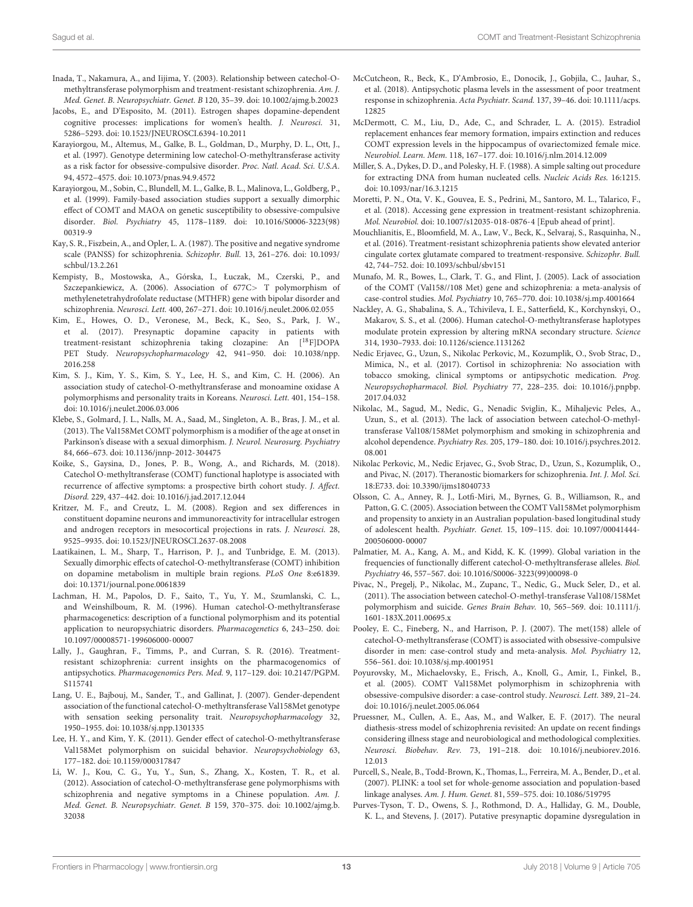Inada, T., Nakamura, A., and Iijima, Y. (2003). Relationship between catechol-O-methyltransferase polymorphism and treatment-resistant schizophrenia. *Am. J. Med. Genet. B. Neuropsychiatr. Genet. B* 120, 35–39. doi: 10.1002/ajmg.b.20023

Jacobs, E., and D'Esposito, M. (2011). Estrogen shapes dopamine-dependent cognitive processes: implications for women's health. *J. Neurosci.* 31, 5286–5293. doi: 10.1523/JNEUROSCI.6394-10.2011

Karayiorgou, M., Altemus, M., Galke, B. L., Goldman, D., Murphy, D. L., Ott, J., et al. (1997). Genotype determining low catechol-O-methyltransferase activity as a risk factor for obsessive-compulsive disorder. *Proc. Natl. Acad. Sci. U.S.A.* 94, 4572–4575. doi: 10.1073/pnas.94.9.4572

Karayiorgou, M., Sobin, C., Blundell, M. L., Galke, B. L., Malinova, L., Goldberg, P., et al. (1999). Family-based association studies support a sexually dimorphic effect of COMT and MAOA on genetic susceptibility to obsessive-compulsive disorder. *Biol. Psychiatry* 45, 1178–1189. doi: 10.1016/S0006-3223(98)00319-9

Kay, S. R., Fiszbein, A., and Opler, L. A. (1987). The positive and negative syndrome scale (PANSS) for schizophrenia. *Schizophr. Bull.* 13, 261–276. doi: 10.1093/schbul/13.2.261

Kempisty, B., Mostowska, A., Górska, I., Łuczak, M., Czerski, P., and Szczepankiewicz, A. (2006). Association of 677C> T polymorphism of methylenetetrahydrofolate reductase (MTHFR) gene with bipolar disorder and schizophrenia. *Neurosci. Lett.* 400, 267–271. doi: 10.1016/j.neulet.2006.02.055

Kim, E., Howes, O. D., Veronese, M., Beck, K., Seo, S., Park, J. W., et al. (2017). Presynaptic dopamine capacity in patients with treatment-resistant schizophrenia taking clozapine: An [$^{18}$F]DOPA PET Study. *Neuropsychopharmacology* 42, 941–950. doi: 10.1038/npp.2016.258

Kim, S. J., Kim, Y. S., Kim, S. Y., Lee, H. S., and Kim, C. H. (2006). An association study of catechol-O-methyltransferase and monoamine oxidase A polymorphisms and personality traits in Koreans. *Neurosci. Lett.* 401, 154–158. doi: 10.1016/j.neulet.2006.03.006

Klebe, S., Golmard, J. L., Nalls, M. A., Saad, M., Singleton, A. B., Bras, J. M., et al. (2013). The Val158Met COMT polymorphism is a modifier of the age at onset in Parkinson's disease with a sexual dimorphism. *J. Neurol. Neurosurg. Psychiatry* 84, 666–673. doi: 10.1136/jnnp-2012-304475

Koike, S., Gaysina, D., Jones, P. B., Wong, A., and Richards, M. (2018). Catechol O-methyltransferase (COMT) functional haplotype is associated with recurrence of affective symptoms: a prospective birth cohort study. *J. Affect. Disord.* 229, 437–442. doi: 10.1016/j.jad.2017.12.044

Kritzer, M. F., and Creutz, L. M. (2008). Region and sex differences in constituent dopamine neurons and immunoreactivity for intracellular estrogen and androgen receptors in mesocortical projections in rats. *J. Neurosci.* 28, 9525–9935. doi: 10.1523/JNEUROSCI.2637-08.2008

Laatikainen, L. M., Sharp, T., Harrison, P. J., and Tunbridge, E. M. (2013). Sexually dimorphic effects of catechol-O-methyltransferase (COMT) inhibition on dopamine metabolism in multiple brain regions. *PLoS One* 8:e61839. doi: 10.1371/journal.pone.0061839

Lachman, H. M., Papolos, D. F., Saito, T., Yu, Y. M., Szumlanski, C. L., and Weinshilboum, R. M. (1996). Human catechol-O-methyltransferase pharmacogenetics: description of a functional polymorphism and its potential application to neuropsychiatric disorders. *Pharmacogenetics* 6, 243–250. doi: 10.1097/00008571-199606000-00007

Lally, J., Gaughran, F., Timms, P., and Curran, S. R. (2016). Treatment-resistant schizophrenia: current insights on the pharmacogenomics of antipsychotics. *Pharmacogenomics Pers. Med.* 9, 117–129. doi: 10.2147/PGPM.S115741

Lang, U. E., Bajbouj, M., Sander, T., and Gallinat, J. (2007). Gender-dependent association of the functional catechol-O-methyltransferase Val158Met genotype with sensation seeking personality trait. *Neuropsychopharmacology* 32, 1950–1955. doi: 10.1038/sj.npp.1301335

Lee, H. Y., and Kim, Y. K. (2011). Gender effect of catechol-O-methyltransferase Val158Met polymorphism on suicidal behavior. *Neuropsychobiology* 63, 177–182. doi: 10.1159/000317847

Li, W. J., Kou, C. G., Yu, Y., Sun, S., Zhang, X., Kosten, T. R., et al. (2012). Association of catechol-O-methyltransferase gene polymorphisms with schizophrenia and negative symptoms in a Chinese population. *Am. J. Med. Genet. B. Neuropsychiatr. Genet. B* 159, 370–375. doi: 10.1002/ajmg.b.32038

McCutcheon, R., Beck, K., D'Ambrosio, E., Donocik, J., Gobjila, C., Jauhar, S., et al. (2018). Antipsychotic plasma levels in the assessment of poor treatment response in schizophrenia. *Acta Psychiatr. Scand.* 137, 39–46. doi: 10.1111/acps.12825

McDermott, C. M., Liu, D., Ade, C., and Schrader, L. A. (2015). Estradiol replacement enhances fear memory formation, impairs extinction and reduces COMT expression levels in the hippocampus of ovariectomized female mice. *Neurobiol. Learn. Mem.* 118, 167–177. doi: 10.1016/j.nlm.2014.12.009

Miller, S. A., Dykes, D. D., and Polesky, H. F. (1988). A simple salting out procedure for extracting DNA from human nucleated cells. *Nucleic Acids Res.* 16:1215. doi: 10.1093/nar/16.3.1215

Moretti, P. N., Ota, V. K., Gouvea, E. S., Pedrini, M., Santoro, M. L., Talarico, F., et al. (2018). Accessing gene expression in treatment-resistant schizophrenia. *Mol. Neurobiol.* doi: 10.1007/s12035-018-0876-4 [Epub ahead of print].

Mouchlianitis, E., Bloomfield, M. A., Law, V., Beck, K., Selvaraj, S., Rasquinha, N., et al. (2016). Treatment-resistant schizophrenia patients show elevated anterior cingulate cortex glutamate compared to treatment-responsive. *Schizophr. Bull.* 42, 744–752. doi: 10.1093/schbul/sbv151

Munafo, M. R., Bowes, L., Clark, T. G., and Flint, J. (2005). Lack of association of the COMT (Val158//108 Met) gene and schizophrenia: a meta-analysis of case-control studies. *Mol. Psychiatry* 10, 765–770. doi: 10.1038/sj.mp.4001664

Nackley, A. G., Shabalina, S. A., Tchivileva, I. E., Satterfield, K., Korchynskyi, O., Makarov, S. S., et al. (2006). Human catechol-O-methyltransferase haplotypes modulate protein expression by altering mRNA secondary structure. *Science* 314, 1930–7933. doi: 10.1126/science.1131262

Nedic Erjavec, G., Uzun, S., Nikolac Perkovic, M., Kozumplik, O., Svob Strac, D., Mimica, N., et al. (2017). Cortisol in schizophrenia: No association with tobacco smoking, clinical symptoms or antipsychotic medication. *Prog. Neuropsychopharmacol. Biol. Psychiatry* 77, 228–235. doi: 10.1016/j.pnpbp.2017.04.032

Nikolac, M., Sagud, M., Nedic, G., Nenadic Sviglin, K., Mihaljevic Peles, A., Uzun, S., et al. (2013). The lack of association between catechol-O-methyl-transferase Val108/158Met polymorphism and smoking in schizophrenia and alcohol dependence. *Psychiatry Res.* 205, 179–180. doi: 10.1016/j.psychres.2012.08.001

Nikolac Perkovic, M., Nedic Erjavec, G., Svob Strac, D., Uzun, S., Kozumplik, O., and Pivac, N. (2017). Theranostic biomarkers for schizophrenia. *Int. J. Mol. Sci.* 18:E733. doi: 10.3390/ijms18040733

Olsson, C. A., Anney, R. J., Lotfi-Miri, M., Byrnes, G. B., Williamson, R., and Patton, G. C. (2005). Association between the COMT Val158Met polymorphism and propensity to anxiety in an Australian population-based longitudinal study of adolescent health. *Psychiatr. Genet.* 15, 109–115. doi: 10.1097/00041444-200506000-00007

Palmatier, M. A., Kang, A. M., and Kidd, K. K. (1999). Global variation in the frequencies of functionally different catechol-O-methyltransferase alleles. *Biol. Psychiatry* 46, 557–567. doi: 10.1016/S0006-3223(99)00098-0

Pivac, N., Pregelj, P., Nikolac, M., Zupanc, T., Nedic, G., Muck Seler, D., et al. (2011). The association between catechol-O-methyl-transferase Val108/158Met polymorphism and suicide. *Genes Brain Behav.* 10, 565–569. doi: 10.1111/j.1601-183X.2011.00695.x

Pooley, E. C., Fineberg, N., and Harrison, P. J. (2007). The met(158) allele of catechol-O-methyltransferase (COMT) is associated with obsessive-compulsive disorder in men: case-control study and meta-analysis. *Mol. Psychiatry* 12, 556–561. doi: 10.1038/sj.mp.4001951

Poyurovsky, M., Michaelovsky, E., Frisch, A., Knoll, G., Amir, I., Finkel, B., et al. (2005). COMT Val158Met polymorphism in schizophrenia with obsessive-compulsive disorder: a case-control study. *Neurosci. Lett.* 389, 21–24. doi: 10.1016/j.neulet.2005.06.064

Pruessner, M., Cullen, A. E., Aas, M., and Walker, E. F. (2017). The neural diathesis-stress model of schizophrenia revisited: An update on recent findings considering illness stage and neurobiological and methodological complexities. *Neurosci. Biobehav. Rev.* 73, 191–218. doi: 10.1016/j.neubiorev.2016.12.013

Purcell, S., Neale, B., Todd-Brown, K., Thomas, L., Ferreira, M. A., Bender, D., et al. (2007). PLINK: a tool set for whole-genome association and population-based linkage analyses. *Am. J. Hum. Genet.* 81, 559–575. doi: 10.1086/519795

Purves-Tyson, T. D., Owens, S. J., Rothmond, D. A., Halliday, G. M., Double, K. L., and Stevens, J. (2017). Putative presynaptic dopamine dysregulation in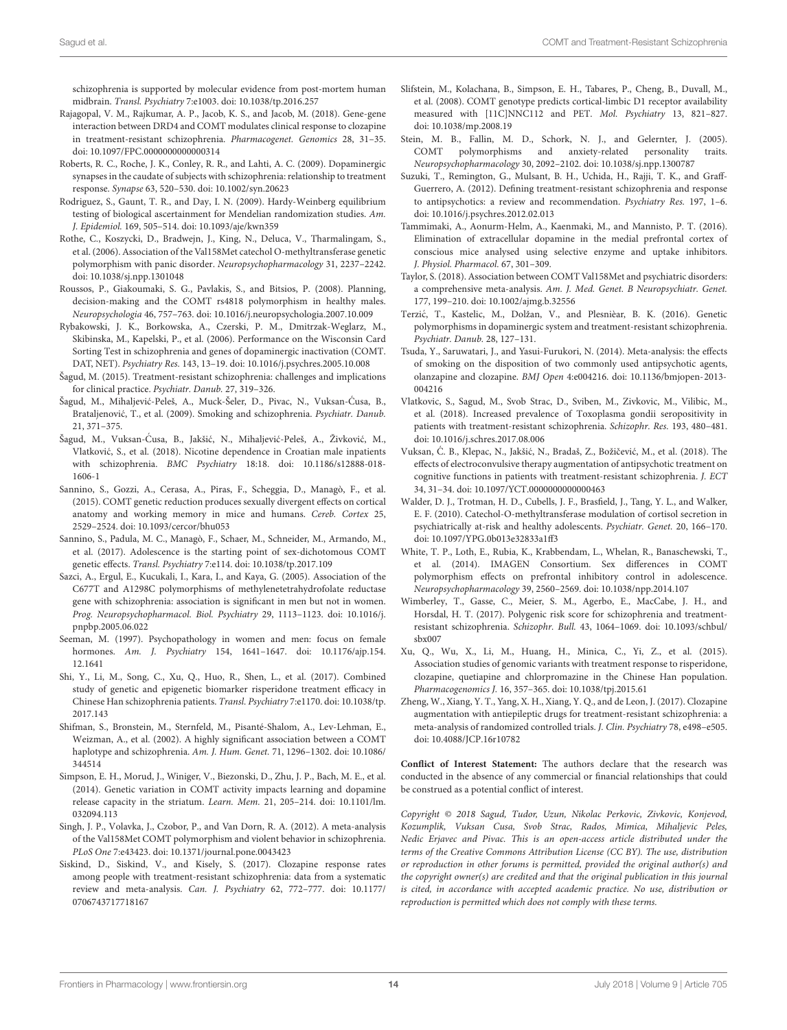schizophrenia is supported by molecular evidence from post-mortem human midbrain. Transl. Psychiatry 7:e1003. doi: 10.1038/tp.2016.257

Rajagopal, V. M., Rajkumar, A. P., Jacob, K. S., and Jacob, M. (2018). Gene-gene interaction between DRD4 and COMT modulates clinical response to clozapine in treatment-resistant schizophrenia. Pharmacogenet. Genomics 28, 31–35. doi: 10.1097/FPC.0000000000000314

Roberts, R. C., Roche, J. K., Conley, R. R., and Lahti, A. C. (2009). Dopaminergic synapses in the caudate of subjects with schizophrenia: relationship to treatment response. Synapse 63, 520–530. doi: 10.1002/syn.20623

Rodriguez, S., Gaunt, T. R., and Day, I. N. (2009). Hardy-Weinberg equilibrium testing of biological ascertainment for Mendelian randomization studies. Am. J. Epidemiol. 169, 505–514. doi: 10.1093/aje/kwn359

Rothe, C., Koszycki, D., Bradwejn, J., King, N., Deluca, V., Tharmalingam, S., et al. (2006). Association of the Val158Met catechol O-methyltransferase genetic polymorphism with panic disorder. Neuropsychopharmacology 31, 2237–2242. doi: 10.1038/sj.npp.1301048

Roussos, P., Giakoumaki, S. G., Pavlakis, S., and Bitsios, P. (2008). Planning, decision-making and the COMT rs4818 polymorphism in healthy males. Neuropsychologia 46, 757–763. doi: 10.1016/j.neuropsychologia.2007.10.009

Rybakowski, J. K., Borkowska, A., Czerski, P. M., Dmitrzak-Weglarz, M., Skibinska, M., Kapelski, P., et al. (2006). Performance on the Wisconsin Card Sorting Test in schizophrenia and genes of dopaminergic inactivation (COMT. DAT, NET). Psychiatry Res. 143, 13–19. doi: 10.1016/j.psychres.2005.10.008

Šagud, M. (2015). Treatment-resistant schizophrenia: challenges and implications for clinical practice. Psychiatr. Danub. 27, 319–326.

Šagud, M., Mihaljević-Peleš, A., Muck-Šeler, D., Pivac, N., Vuksan-Ćusa, B., Brataljenović, T., et al. (2009). Smoking and schizophrenia. Psychiatr. Danub. 21, 371–375.

Šagud, M., Vuksan-Ćusa, B., Jakšić, N., Mihaljević-Peleš, A., Živković, M., Vlatković, S., et al. (2018). Nicotine dependence in Croatian male inpatients with schizophrenia. BMC Psychiatry 18:18. doi: 10.1186/s12888-018-1606-1

Sannino, S., Gozzi, A., Cerasa, A., Piras, F., Scheggia, D., Managò, F., et al. (2015). COMT genetic reduction produces sexually divergent effects on cortical anatomy and working memory in mice and humans. Cereb. Cortex 25, 2529–2524. doi: 10.1093/cercor/bhu053

Sannino, S., Padula, M. C., Managò, F., Schaer, M., Schneider, M., Armando, M., et al. (2017). Adolescence is the starting point of sex-dichotomous COMT genetic effects. Transl. Psychiatry 7:e114. doi: 10.1038/tp.2017.109

Sazci, A., Ergul, E., Kucukali, I., Kara, I., and Kaya, G. (2005). Association of the C677T and A1298C polymorphisms of methylenetetrahydrofolate reductase gene with schizophrenia: association is significant in men but not in women. Prog. Neuropsychopharmacol. Biol. Psychiatry 29, 1113–1123. doi: 10.1016/j.pnpbp.2005.06.022

Seeman, M. (1997). Psychopathology in women and men: focus on female hormones. Am. J. Psychiatry 154, 1641–1647. doi: 10.1176/ajp.154.12.1641

Shi, Y., Li, M., Song, C., Xu, Q., Huo, R., Shen, L., et al. (2017). Combined study of genetic and epigenetic biomarker risperidone treatment efficacy in Chinese Han schizophrenia patients. Transl. Psychiatry 7:e1170. doi: 10.1038/tp.2017.143

Shifman, S., Bronstein, M., Sternfeld, M., Pisanté-Shalom, A., Lev-Lehman, E., Weizman, A., et al. (2002). A highly significant association between a COMT haplotype and schizophrenia. Am. J. Hum. Genet. 71, 1296–1302. doi: 10.1086/344514

Simpson, E. H., Morud, J., Winiger, V., Biezonski, D., Zhu, J. P., Bach, M. E., et al. (2014). Genetic variation in COMT activity impacts learning and dopamine release capacity in the striatum. Learn. Mem. 21, 205–214. doi: 10.1101/lm.032094.113

Singh, J. P., Volavka, J., Czobor, P., and Van Dorn, R. A. (2012). A meta-analysis of the Val158Met COMT polymorphism and violent behavior in schizophrenia. PLoS One 7:e43423. doi: 10.1371/journal.pone.0043423

Siskind, D., Siskind, V., and Kisely, S. (2017). Clozapine response rates among people with treatment-resistant schizophrenia: data from a systematic review and meta-analysis. Can. J. Psychiatry 62, 772–777. doi: 10.1177/0706743717718167

Slifstein, M., Kolachana, B., Simpson, E. H., Tabares, P., Cheng, B., Duvall, M., et al. (2008). COMT genotype predicts cortical-limbic D1 receptor availability measured with [11C]NNC112 and PET. Mol. Psychiatry 13, 821–827. doi: 10.1038/mp.2008.19

Stein, M. B., Fallin, M. D., Schork, N. J., and Gelernter, J. (2005). COMT polymorphisms and anxiety-related personality traits. Neuropsychopharmacology 30, 2092–2102. doi: 10.1038/sj.npp.1300787

Suzuki, T., Remington, G., Mulsant, B. H., Uchida, H., Rajji, T. K., and Graff-Guerrero, A. (2012). Defining treatment-resistant schizophrenia and response to antipsychotics: a review and recommendation. Psychiatry Res. 197, 1–6. doi: 10.1016/j.psychres.2012.02.013

Tammimaki, A., Aonurm-Helm, A., Kaenmaki, M., and Mannisto, P. T. (2016). Elimination of extracellular dopamine in the medial prefrontal cortex of conscious mice analysed using selective enzyme and uptake inhibitors. J. Physiol. Pharmacol. 67, 301–309.

Taylor, S. (2018). Association between COMT Val158Met and psychiatric disorders: a comprehensive meta-analysis. Am. J. Med. Genet. B Neuropsychiatr. Genet. 177, 199–210. doi: 10.1002/ajmg.b.32556

Terzić, T., Kastelic, M., Dolžan, V., and Plesnièar, B. K. (2016). Genetic polymorphisms in dopaminergic system and treatment-resistant schizophrenia. Psychiatr. Danub. 28, 127–131.

Tsuda, Y., Saruwatari, J., and Yasui-Furukori, N. (2014). Meta-analysis: the effects of smoking on the disposition of two commonly used antipsychotic agents, olanzapine and clozapine. BMJ Open 4:e004216. doi: 10.1136/bmjopen-2013-004216

Vlatkovic, S., Sagud, M., Svob Strac, D., Sviben, M., Zivkovic, M., Vilibic, M., et al. (2018). Increased prevalence of Toxoplasma gondii seropositivity in patients with treatment-resistant schizophrenia. Schizophr. Res. 193, 480–481. doi: 10.1016/j.schres.2017.08.006

Vuksan, Ć. B., Klepac, N., Jakšić, N., Bradaš, Z., Božičević, M., et al. (2018). The effects of electroconvulsive therapy augmentation of antipsychotic treatment on cognitive functions in patients with treatment-resistant schizophrenia. J. ECT 34, 31–34. doi: 10.1097/YCT.0000000000000463

Walder, D. J., Trotman, H. D., Cubells, J. F., Brasfield, J., Tang, Y. L., and Walker, E. F. (2010). Catechol-O-methyltransferase modulation of cortisol secretion in psychiatrically at-risk and healthy adolescents. Psychiatr. Genet. 20, 166–170. doi: 10.1097/YPG.0b013e32833a1ff3

White, T. P., Loth, E., Rubia, K., Krabbendam, L., Whelan, R., Banaschewski, T., et al. (2014). IMAGEN Consortium. Sex differences in COMT polymorphism effects on prefrontal inhibitory control in adolescence. Neuropsychopharmacology 39, 2560–2569. doi: 10.1038/npp.2014.107

Wimberley, T., Gasse, C., Meier, S. M., Agerbo, E., MacCabe, J. H., and Horsdal, H. T. (2017). Polygenic risk score for schizophrenia and treatment-resistant schizophrenia. Schizophr. Bull. 43, 1064–1069. doi: 10.1093/schbul/sbx007

Xu, Q., Wu, X., Li, M., Huang, H., Minica, C., Yi, Z., et al. (2015). Association studies of genomic variants with treatment response to risperidone, clozapine, quetiapine and chlorpromazine in the Chinese Han population. Pharmacogenomics J. 16, 357–365. doi: 10.1038/tpj.2015.61

Zheng, W., Xiang, Y. T., Yang, X. H., Xiang, Y. Q., and de Leon, J. (2017). Clozapine augmentation with antiepileptic drugs for treatment-resistant schizophrenia: a meta-analysis of randomized controlled trials. J. Clin. Psychiatry 78, e498–e505. doi: 10.4088/JCP.16r10782

**Conflict of Interest Statement:** The authors declare that the research was conducted in the absence of any commercial or financial relationships that could be construed as a potential conflict of interest.

*Copyright © 2018 Sagud, Tudor, Uzun, Nikolac Perkovic, Zivkovic, Konjevod, Kozumplik, Vuksan Cusa, Svob Strac, Rados, Mimica, Mihaljevic Peles, Nedic Erjavec and Pivac. This is an open-access article distributed under the terms of the Creative Commons Attribution License (CC BY). The use, distribution or reproduction in other forums is permitted, provided the original author(s) and the copyright owner(s) are credited and that the original publication in this journal is cited, in accordance with accepted academic practice. No use, distribution or reproduction is permitted which does not comply with these terms.*